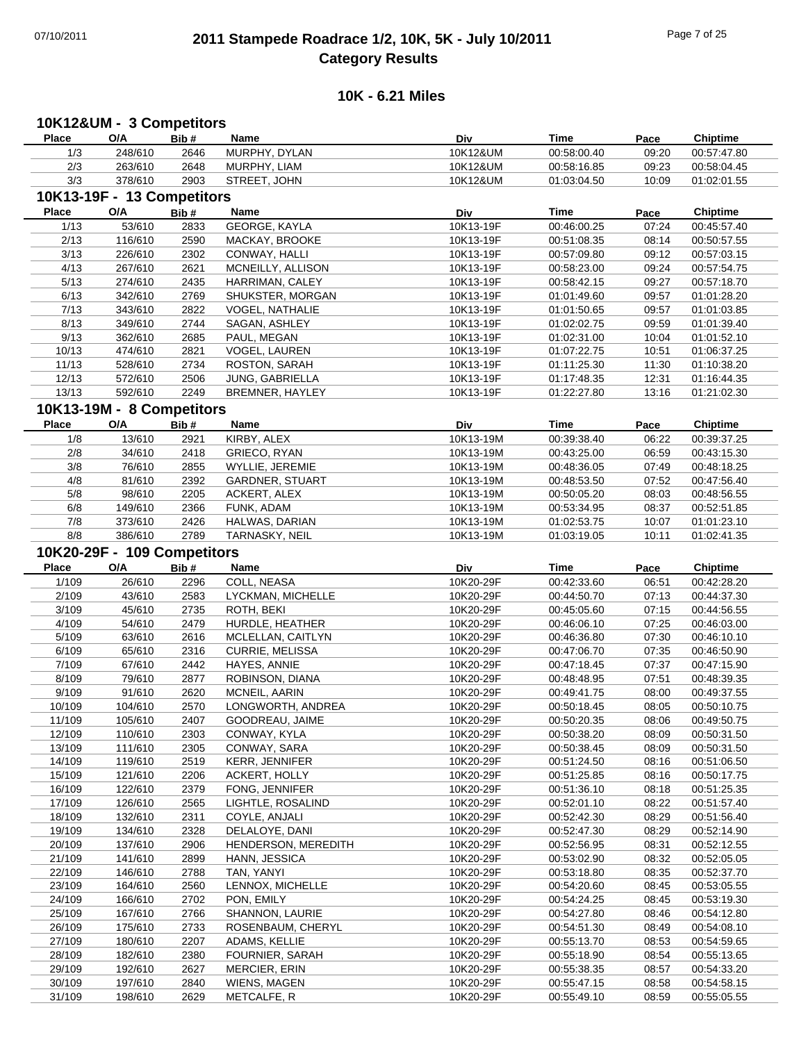# 2011 Stampede Roadrace 1/2, 10K, 5K - July 10/2011

## Category Results

### 10K - 6.21 Miles

#### 10K12&UM - 3 Competitors

| Place | O/A | Bib # | Name | Div | Time | Pace | Chiptime |
|---|---|---|---|---|---|---|---|
| 1/3 | 248/610 | 2646 | MURPHY, DYLAN | 10K12&UM | 00:58:00.40 | 09:20 | 00:57:47.80 |
| 2/3 | 263/610 | 2648 | MURPHY, LIAM | 10K12&UM | 00:58:16.85 | 09:23 | 00:58:04.45 |
| 3/3 | 378/610 | 2903 | STREET, JOHN | 10K12&UM | 01:03:04.50 | 10:09 | 01:02:01.55 |

#### 10K13-19F - 13 Competitors

| Place | O/A | Bib # | Name | Div | Time | Pace | Chiptime |
|---|---|---|---|---|---|---|---|
| 1/13 | 53/610 | 2833 | GEORGE, KAYLA | 10K13-19F | 00:46:00.25 | 07:24 | 00:45:57.40 |
| 2/13 | 116/610 | 2590 | MACKAY, BROOKE | 10K13-19F | 00:51:08.35 | 08:14 | 00:50:57.55 |
| 3/13 | 226/610 | 2302 | CONWAY, HALLI | 10K13-19F | 00:57:09.80 | 09:12 | 00:57:03.15 |
| 4/13 | 267/610 | 2621 | MCNEILLY, ALLISON | 10K13-19F | 00:58:23.00 | 09:24 | 00:57:54.75 |
| 5/13 | 274/610 | 2435 | HARRIMAN, CALEY | 10K13-19F | 00:58:42.15 | 09:27 | 00:57:18.70 |
| 6/13 | 342/610 | 2769 | SHUKSTER, MORGAN | 10K13-19F | 01:01:49.60 | 09:57 | 01:01:28.20 |
| 7/13 | 343/610 | 2822 | VOGEL, NATHALIE | 10K13-19F | 01:01:50.65 | 09:57 | 01:01:03.85 |
| 8/13 | 349/610 | 2744 | SAGAN, ASHLEY | 10K13-19F | 01:02:02.75 | 09:59 | 01:01:39.40 |
| 9/13 | 362/610 | 2685 | PAUL, MEGAN | 10K13-19F | 01:02:31.00 | 10:04 | 01:01:52.10 |
| 10/13 | 474/610 | 2821 | VOGEL, LAUREN | 10K13-19F | 01:07:22.75 | 10:51 | 01:06:37.25 |
| 11/13 | 528/610 | 2734 | ROSTON, SARAH | 10K13-19F | 01:11:25.30 | 11:30 | 01:10:38.20 |
| 12/13 | 572/610 | 2506 | JUNG, GABRIELLA | 10K13-19F | 01:17:48.35 | 12:31 | 01:16:44.35 |
| 13/13 | 592/610 | 2249 | BREMNER, HAYLEY | 10K13-19F | 01:22:27.80 | 13:16 | 01:21:02.30 |

#### 10K13-19M - 8 Competitors

| Place | O/A | Bib # | Name | Div | Time | Pace | Chiptime |
|---|---|---|---|---|---|---|---|
| 1/8 | 13/610 | 2921 | KIRBY, ALEX | 10K13-19M | 00:39:38.40 | 06:22 | 00:39:37.25 |
| 2/8 | 34/610 | 2418 | GRIECO, RYAN | 10K13-19M | 00:43:25.00 | 06:59 | 00:43:15.30 |
| 3/8 | 76/610 | 2855 | WYLLIE, JEREMIE | 10K13-19M | 00:48:36.05 | 07:49 | 00:48:18.25 |
| 4/8 | 81/610 | 2392 | GARDNER, STUART | 10K13-19M | 00:48:53.50 | 07:52 | 00:47:56.40 |
| 5/8 | 98/610 | 2205 | ACKERT, ALEX | 10K13-19M | 00:50:05.20 | 08:03 | 00:48:56.55 |
| 6/8 | 149/610 | 2366 | FUNK, ADAM | 10K13-19M | 00:53:34.95 | 08:37 | 00:52:51.85 |
| 7/8 | 373/610 | 2426 | HALWAS, DARIAN | 10K13-19M | 01:02:53.75 | 10:07 | 01:01:23.10 |
| 8/8 | 386/610 | 2789 | TARNASKY, NEIL | 10K13-19M | 01:03:19.05 | 10:11 | 01:02:41.35 |

#### 10K20-29F - 109 Competitors

| Place | O/A | Bib # | Name | Div | Time | Pace | Chiptime |
|---|---|---|---|---|---|---|---|
| 1/109 | 26/610 | 2296 | COLL, NEASA | 10K20-29F | 00:42:33.60 | 06:51 | 00:42:28.20 |
| 2/109 | 43/610 | 2583 | LYCKMAN, MICHELLE | 10K20-29F | 00:44:50.70 | 07:13 | 00:44:37.30 |
| 3/109 | 45/610 | 2735 | ROTH, BEKI | 10K20-29F | 00:45:05.60 | 07:15 | 00:44:56.55 |
| 4/109 | 54/610 | 2479 | HURDLE, HEATHER | 10K20-29F | 00:46:06.10 | 07:25 | 00:46:03.00 |
| 5/109 | 63/610 | 2616 | MCLELLAN, CAITLYN | 10K20-29F | 00:46:36.80 | 07:30 | 00:46:10.10 |
| 6/109 | 65/610 | 2316 | CURRIE, MELISSA | 10K20-29F | 00:47:06.70 | 07:35 | 00:46:50.90 |
| 7/109 | 67/610 | 2442 | HAYES, ANNIE | 10K20-29F | 00:47:18.45 | 07:37 | 00:47:15.90 |
| 8/109 | 79/610 | 2877 | ROBINSON, DIANA | 10K20-29F | 00:48:48.95 | 07:51 | 00:48:39.35 |
| 9/109 | 91/610 | 2620 | MCNEIL, AARIN | 10K20-29F | 00:49:41.75 | 08:00 | 00:49:37.55 |
| 10/109 | 104/610 | 2570 | LONGWORTH, ANDREA | 10K20-29F | 00:50:18.45 | 08:05 | 00:50:10.75 |
| 11/109 | 105/610 | 2407 | GOODREAU, JAIME | 10K20-29F | 00:50:20.35 | 08:06 | 00:49:50.75 |
| 12/109 | 110/610 | 2303 | CONWAY, KYLA | 10K20-29F | 00:50:38.20 | 08:09 | 00:50:31.50 |
| 13/109 | 111/610 | 2305 | CONWAY, SARA | 10K20-29F | 00:50:38.45 | 08:09 | 00:50:31.50 |
| 14/109 | 119/610 | 2519 | KERR, JENNIFER | 10K20-29F | 00:51:24.50 | 08:16 | 00:51:06.50 |
| 15/109 | 121/610 | 2206 | ACKERT, HOLLY | 10K20-29F | 00:51:25.85 | 08:16 | 00:50:17.75 |
| 16/109 | 122/610 | 2379 | FONG, JENNIFER | 10K20-29F | 00:51:36.10 | 08:18 | 00:51:25.35 |
| 17/109 | 126/610 | 2565 | LIGHTLE, ROSALIND | 10K20-29F | 00:52:01.10 | 08:22 | 00:51:57.40 |
| 18/109 | 132/610 | 2311 | COYLE, ANJALI | 10K20-29F | 00:52:42.30 | 08:29 | 00:51:56.40 |
| 19/109 | 134/610 | 2328 | DELALOYE, DANI | 10K20-29F | 00:52:47.30 | 08:29 | 00:52:14.90 |
| 20/109 | 137/610 | 2906 | HENDERSON, MEREDITH | 10K20-29F | 00:52:56.95 | 08:31 | 00:52:12.55 |
| 21/109 | 141/610 | 2899 | HANN, JESSICA | 10K20-29F | 00:53:02.90 | 08:32 | 00:52:05.05 |
| 22/109 | 146/610 | 2788 | TAN, YANYI | 10K20-29F | 00:53:18.80 | 08:35 | 00:52:37.70 |
| 23/109 | 164/610 | 2560 | LENNOX, MICHELLE | 10K20-29F | 00:54:20.60 | 08:45 | 00:53:05.55 |
| 24/109 | 166/610 | 2702 | PON, EMILY | 10K20-29F | 00:54:24.25 | 08:45 | 00:53:19.30 |
| 25/109 | 167/610 | 2766 | SHANNON, LAURIE | 10K20-29F | 00:54:27.80 | 08:46 | 00:54:12.80 |
| 26/109 | 175/610 | 2733 | ROSENBAUM, CHERYL | 10K20-29F | 00:54:51.30 | 08:49 | 00:54:08.10 |
| 27/109 | 180/610 | 2207 | ADAMS, KELLIE | 10K20-29F | 00:55:13.70 | 08:53 | 00:54:59.65 |
| 28/109 | 182/610 | 2380 | FOURNIER, SARAH | 10K20-29F | 00:55:18.90 | 08:54 | 00:55:13.65 |
| 29/109 | 192/610 | 2627 | MERCIER, ERIN | 10K20-29F | 00:55:38.35 | 08:57 | 00:54:33.20 |
| 30/109 | 197/610 | 2840 | WIENS, MAGEN | 10K20-29F | 00:55:47.15 | 08:58 | 00:54:58.15 |
| 31/109 | 198/610 | 2629 | METCALFE, R | 10K20-29F | 00:55:49.10 | 08:59 | 00:55:05.55 |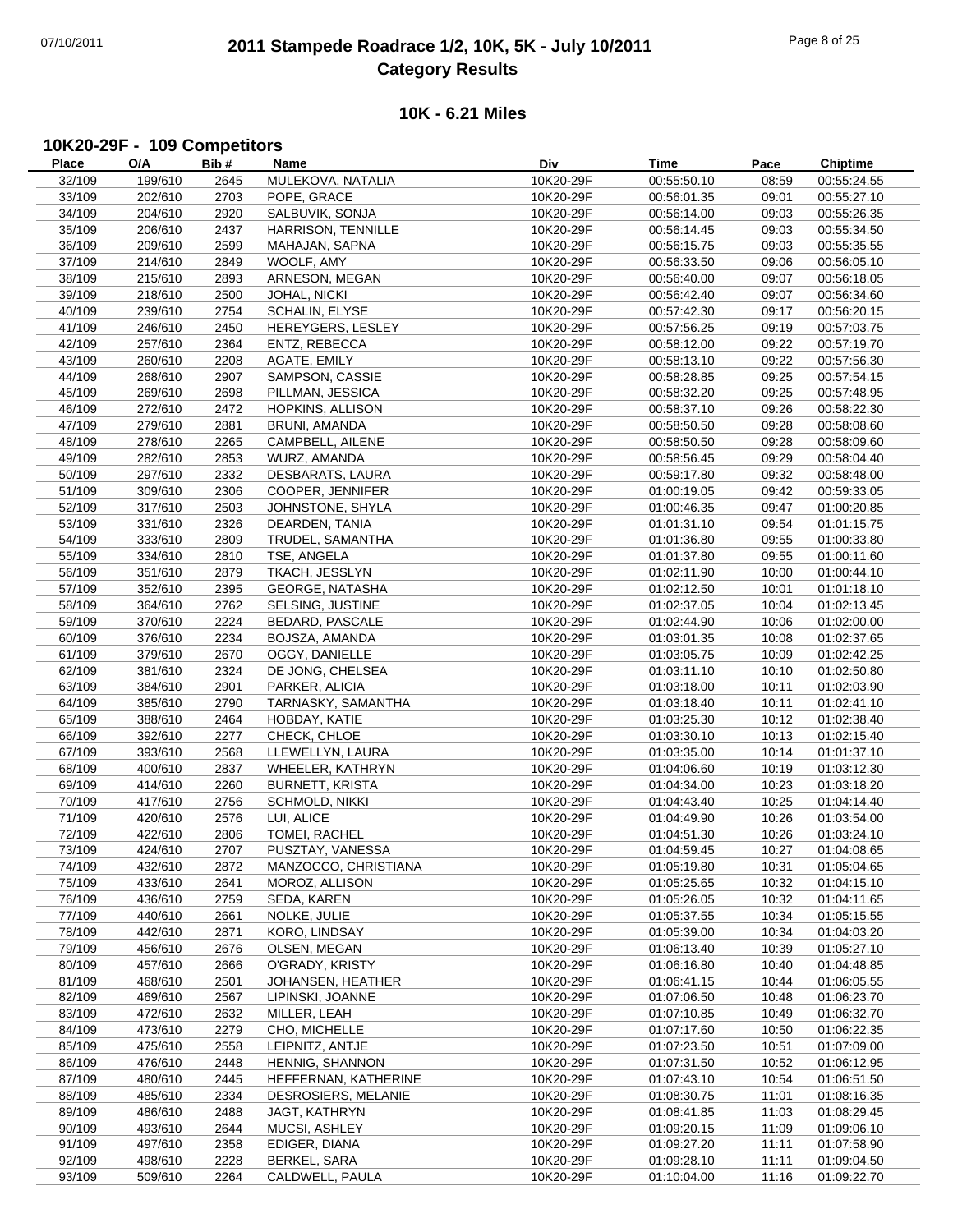# 2011 Stampede Roadrace 1/2, 10K, 5K - July 10/2011
## Category Results

### 10K - 6.21 Miles

#### 10K20-29F - 109 Competitors

| Place | O/A | Bib # | Name | Div | Time | Pace | Chiptime |
|---|---|---|---|---|---|---|---|
| 32/109 | 199/610 | 2645 | MULEKOVA, NATALIA | 10K20-29F | 00:55:50.10 | 08:59 | 00:55:24.55 |
| 33/109 | 202/610 | 2703 | POPE, GRACE | 10K20-29F | 00:56:01.35 | 09:01 | 00:55:27.10 |
| 34/109 | 204/610 | 2920 | SALBUVIK, SONJA | 10K20-29F | 00:56:14.00 | 09:03 | 00:55:26.35 |
| 35/109 | 206/610 | 2437 | HARRISON, TENNILLE | 10K20-29F | 00:56:14.45 | 09:03 | 00:55:34.50 |
| 36/109 | 209/610 | 2599 | MAHAJAN, SAPNA | 10K20-29F | 00:56:15.75 | 09:03 | 00:55:35.55 |
| 37/109 | 214/610 | 2849 | WOOLF, AMY | 10K20-29F | 00:56:33.50 | 09:06 | 00:56:05.10 |
| 38/109 | 215/610 | 2893 | ARNESON, MEGAN | 10K20-29F | 00:56:40.00 | 09:07 | 00:56:18.05 |
| 39/109 | 218/610 | 2500 | JOHAL, NICKI | 10K20-29F | 00:56:42.40 | 09:07 | 00:56:34.60 |
| 40/109 | 239/610 | 2754 | SCHALIN, ELYSE | 10K20-29F | 00:57:42.30 | 09:17 | 00:56:20.15 |
| 41/109 | 246/610 | 2450 | HEREYGERS, LESLEY | 10K20-29F | 00:57:56.25 | 09:19 | 00:57:03.75 |
| 42/109 | 257/610 | 2364 | ENTZ, REBECCA | 10K20-29F | 00:58:12.00 | 09:22 | 00:57:19.70 |
| 43/109 | 260/610 | 2208 | AGATE, EMILY | 10K20-29F | 00:58:13.10 | 09:22 | 00:57:56.30 |
| 44/109 | 268/610 | 2907 | SAMPSON, CASSIE | 10K20-29F | 00:58:28.85 | 09:25 | 00:57:54.15 |
| 45/109 | 269/610 | 2698 | PILLMAN, JESSICA | 10K20-29F | 00:58:32.20 | 09:25 | 00:57:48.95 |
| 46/109 | 272/610 | 2472 | HOPKINS, ALLISON | 10K20-29F | 00:58:37.10 | 09:26 | 00:58:22.30 |
| 47/109 | 279/610 | 2881 | BRUNI, AMANDA | 10K20-29F | 00:58:50.50 | 09:28 | 00:58:08.60 |
| 48/109 | 278/610 | 2265 | CAMPBELL, AILENE | 10K20-29F | 00:58:50.50 | 09:28 | 00:58:09.60 |
| 49/109 | 282/610 | 2853 | WURZ, AMANDA | 10K20-29F | 00:58:56.45 | 09:29 | 00:58:04.40 |
| 50/109 | 297/610 | 2332 | DESBARATS, LAURA | 10K20-29F | 00:59:17.80 | 09:32 | 00:58:48.00 |
| 51/109 | 309/610 | 2306 | COOPER, JENNIFER | 10K20-29F | 01:00:19.05 | 09:42 | 00:59:33.05 |
| 52/109 | 317/610 | 2503 | JOHNSTONE, SHYLA | 10K20-29F | 01:00:46.35 | 09:47 | 01:00:20.85 |
| 53/109 | 331/610 | 2326 | DEARDEN, TANIA | 10K20-29F | 01:01:31.10 | 09:54 | 01:01:15.75 |
| 54/109 | 333/610 | 2809 | TRUDEL, SAMANTHA | 10K20-29F | 01:01:36.80 | 09:55 | 01:00:33.80 |
| 55/109 | 334/610 | 2810 | TSE, ANGELA | 10K20-29F | 01:01:37.80 | 09:55 | 01:00:11.60 |
| 56/109 | 351/610 | 2879 | TKACH, JESSLYN | 10K20-29F | 01:02:11.90 | 10:00 | 01:00:44.10 |
| 57/109 | 352/610 | 2395 | GEORGE, NATASHA | 10K20-29F | 01:02:12.50 | 10:01 | 01:01:18.10 |
| 58/109 | 364/610 | 2762 | SELSING, JUSTINE | 10K20-29F | 01:02:37.05 | 10:04 | 01:02:13.45 |
| 59/109 | 370/610 | 2224 | BEDARD, PASCALE | 10K20-29F | 01:02:44.90 | 10:06 | 01:02:00.00 |
| 60/109 | 376/610 | 2234 | BOJSZA, AMANDA | 10K20-29F | 01:03:01.35 | 10:08 | 01:02:37.65 |
| 61/109 | 379/610 | 2670 | OGGY, DANIELLE | 10K20-29F | 01:03:05.75 | 10:09 | 01:02:42.25 |
| 62/109 | 381/610 | 2324 | DE JONG, CHELSEA | 10K20-29F | 01:03:11.10 | 10:10 | 01:02:50.80 |
| 63/109 | 384/610 | 2901 | PARKER, ALICIA | 10K20-29F | 01:03:18.00 | 10:11 | 01:02:03.90 |
| 64/109 | 385/610 | 2790 | TARNASKY, SAMANTHA | 10K20-29F | 01:03:18.40 | 10:11 | 01:02:41.10 |
| 65/109 | 388/610 | 2464 | HOBDAY, KATIE | 10K20-29F | 01:03:25.30 | 10:12 | 01:02:38.40 |
| 66/109 | 392/610 | 2277 | CHECK, CHLOE | 10K20-29F | 01:03:30.10 | 10:13 | 01:02:15.40 |
| 67/109 | 393/610 | 2568 | LLEWELLYN, LAURA | 10K20-29F | 01:03:35.00 | 10:14 | 01:01:37.10 |
| 68/109 | 400/610 | 2837 | WHEELER, KATHRYN | 10K20-29F | 01:04:06.60 | 10:19 | 01:03:12.30 |
| 69/109 | 414/610 | 2260 | BURNETT, KRISTA | 10K20-29F | 01:04:34.00 | 10:23 | 01:03:18.20 |
| 70/109 | 417/610 | 2756 | SCHMOLD, NIKKI | 10K20-29F | 01:04:43.40 | 10:25 | 01:04:14.40 |
| 71/109 | 420/610 | 2576 | LUI, ALICE | 10K20-29F | 01:04:49.90 | 10:26 | 01:03:54.00 |
| 72/109 | 422/610 | 2806 | TOMEI, RACHEL | 10K20-29F | 01:04:51.30 | 10:26 | 01:03:24.10 |
| 73/109 | 424/610 | 2707 | PUSZTAY, VANESSA | 10K20-29F | 01:04:59.45 | 10:27 | 01:04:08.65 |
| 74/109 | 432/610 | 2872 | MANZOCCO, CHRISTIANA | 10K20-29F | 01:05:19.80 | 10:31 | 01:05:04.65 |
| 75/109 | 433/610 | 2641 | MOROZ, ALLISON | 10K20-29F | 01:05:25.65 | 10:32 | 01:04:15.10 |
| 76/109 | 436/610 | 2759 | SEDA, KAREN | 10K20-29F | 01:05:26.05 | 10:32 | 01:04:11.65 |
| 77/109 | 440/610 | 2661 | NOLKE, JULIE | 10K20-29F | 01:05:37.55 | 10:34 | 01:05:15.55 |
| 78/109 | 442/610 | 2871 | KORO, LINDSAY | 10K20-29F | 01:05:39.00 | 10:34 | 01:04:03.20 |
| 79/109 | 456/610 | 2676 | OLSEN, MEGAN | 10K20-29F | 01:06:13.40 | 10:39 | 01:05:27.10 |
| 80/109 | 457/610 | 2666 | O'GRADY, KRISTY | 10K20-29F | 01:06:16.80 | 10:40 | 01:04:48.85 |
| 81/109 | 468/610 | 2501 | JOHANSEN, HEATHER | 10K20-29F | 01:06:41.15 | 10:44 | 01:06:05.55 |
| 82/109 | 469/610 | 2567 | LIPINSKI, JOANNE | 10K20-29F | 01:07:06.50 | 10:48 | 01:06:23.70 |
| 83/109 | 472/610 | 2632 | MILLER, LEAH | 10K20-29F | 01:07:10.85 | 10:49 | 01:06:32.70 |
| 84/109 | 473/610 | 2279 | CHO, MICHELLE | 10K20-29F | 01:07:17.60 | 10:50 | 01:06:22.35 |
| 85/109 | 475/610 | 2558 | LEIPNITZ, ANTJE | 10K20-29F | 01:07:23.50 | 10:51 | 01:07:09.00 |
| 86/109 | 476/610 | 2448 | HENNIG, SHANNON | 10K20-29F | 01:07:31.50 | 10:52 | 01:06:12.95 |
| 87/109 | 480/610 | 2445 | HEFFERNAN, KATHERINE | 10K20-29F | 01:07:43.10 | 10:54 | 01:06:51.50 |
| 88/109 | 485/610 | 2334 | DESROSIERS, MELANIE | 10K20-29F | 01:08:30.75 | 11:01 | 01:08:16.35 |
| 89/109 | 486/610 | 2488 | JAGT, KATHRYN | 10K20-29F | 01:08:41.85 | 11:03 | 01:08:29.45 |
| 90/109 | 493/610 | 2644 | MUCSI, ASHLEY | 10K20-29F | 01:09:20.15 | 11:09 | 01:09:06.10 |
| 91/109 | 497/610 | 2358 | EDIGER, DIANA | 10K20-29F | 01:09:27.20 | 11:11 | 01:07:58.90 |
| 92/109 | 498/610 | 2228 | BERKEL, SARA | 10K20-29F | 01:09:28.10 | 11:11 | 01:09:04.50 |
| 93/109 | 509/610 | 2264 | CALDWELL, PAULA | 10K20-29F | 01:10:04.00 | 11:16 | 01:09:22.70 |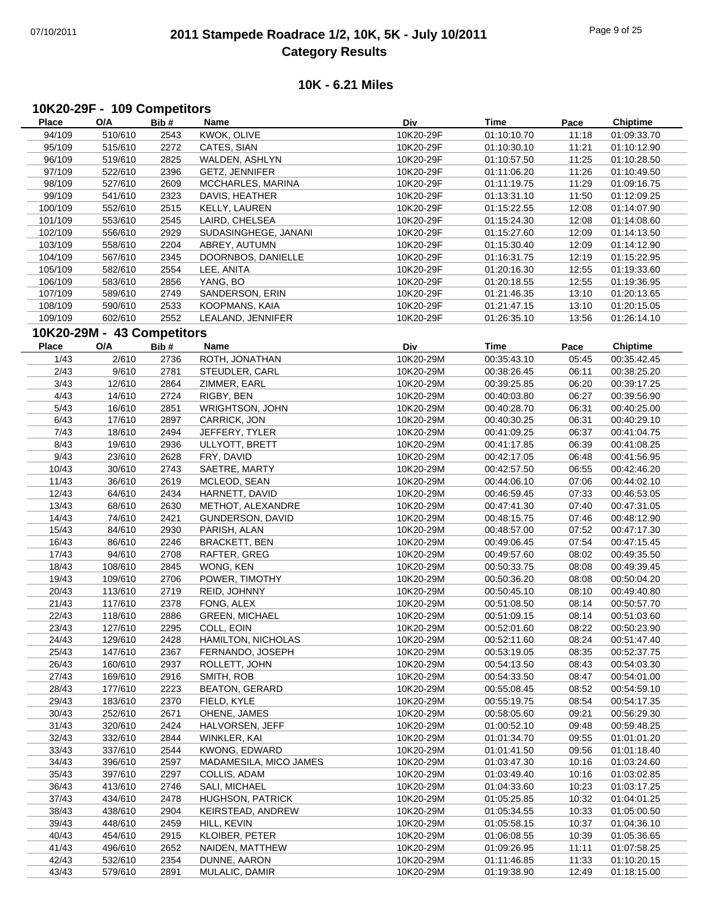# 2011 Stampede Roadrace 1/2, 10K, 5K - July 10/2011
## Category Results

### 10K - 6.21 Miles

### 10K20-29F - 109 Competitors

| Place | O/A | Bib # | Name | Div | Time | Pace | Chiptime |
|---|---|---|---|---|---|---|---|
| 94/109 | 510/610 | 2543 | KWOK, OLIVE | 10K20-29F | 01:10:10.70 | 11:18 | 01:09:33.70 |
| 95/109 | 515/610 | 2272 | CATES, SIAN | 10K20-29F | 01:10:30.10 | 11:21 | 01:10:12.90 |
| 96/109 | 519/610 | 2825 | WALDEN, ASHLYN | 10K20-29F | 01:10:57.50 | 11:25 | 01:10:28.50 |
| 97/109 | 522/610 | 2396 | GETZ, JENNIFER | 10K20-29F | 01:11:06.20 | 11:26 | 01:10:49.50 |
| 98/109 | 527/610 | 2609 | MCCHARLES, MARINA | 10K20-29F | 01:11:19.75 | 11:29 | 01:09:16.75 |
| 99/109 | 541/610 | 2323 | DAVIS, HEATHER | 10K20-29F | 01:13:31.10 | 11:50 | 01:12:09.25 |
| 100/109 | 552/610 | 2515 | KELLY, LAUREN | 10K20-29F | 01:15:22.55 | 12:08 | 01:14:07.90 |
| 101/109 | 553/610 | 2545 | LAIRD, CHELSEA | 10K20-29F | 01:15:24.30 | 12:08 | 01:14:08.60 |
| 102/109 | 556/610 | 2929 | SUDASINGHEGE, JANANI | 10K20-29F | 01:15:27.60 | 12:09 | 01:14:13.50 |
| 103/109 | 558/610 | 2204 | ABREY, AUTUMN | 10K20-29F | 01:15:30.40 | 12:09 | 01:14:12.90 |
| 104/109 | 567/610 | 2345 | DOORNBOS, DANIELLE | 10K20-29F | 01:16:31.75 | 12:19 | 01:15:22.95 |
| 105/109 | 582/610 | 2554 | LEE, ANITA | 10K20-29F | 01:20:16.30 | 12:55 | 01:19:33.60 |
| 106/109 | 583/610 | 2856 | YANG, BO | 10K20-29F | 01:20:18.55 | 12:55 | 01:19:36.95 |
| 107/109 | 589/610 | 2749 | SANDERSON, ERIN | 10K20-29F | 01:21:46.35 | 13:10 | 01:20:13.65 |
| 108/109 | 590/610 | 2533 | KOOPMANS, KAIA | 10K20-29F | 01:21:47.15 | 13:10 | 01:20:15.05 |
| 109/109 | 602/610 | 2552 | LEALAND, JENNIFER | 10K20-29F | 01:26:35.10 | 13:56 | 01:26:14.10 |

### 10K20-29M - 43 Competitors

| Place | O/A | Bib # | Name | Div | Time | Pace | Chiptime |
|---|---|---|---|---|---|---|---|
| 1/43 | 2/610 | 2736 | ROTH, JONATHAN | 10K20-29M | 00:35:43.10 | 05:45 | 00:35:42.45 |
| 2/43 | 9/610 | 2781 | STEUDLER, CARL | 10K20-29M | 00:38:26.45 | 06:11 | 00:38:25.20 |
| 3/43 | 12/610 | 2864 | ZIMMER, EARL | 10K20-29M | 00:39:25.85 | 06:20 | 00:39:17.25 |
| 4/43 | 14/610 | 2724 | RIGBY, BEN | 10K20-29M | 00:40:03.80 | 06:27 | 00:39:56.90 |
| 5/43 | 16/610 | 2851 | WRIGHTSON, JOHN | 10K20-29M | 00:40:28.70 | 06:31 | 00:40:25.00 |
| 6/43 | 17/610 | 2897 | CARRICK, JON | 10K20-29M | 00:40:30.25 | 06:31 | 00:40:29.10 |
| 7/43 | 18/610 | 2494 | JEFFERY, TYLER | 10K20-29M | 00:41:09.25 | 06:37 | 00:41:04.75 |
| 8/43 | 19/610 | 2936 | ULLYOTT, BRETT | 10K20-29M | 00:41:17.85 | 06:39 | 00:41:08.25 |
| 9/43 | 23/610 | 2628 | FRY, DAVID | 10K20-29M | 00:42:17.05 | 06:48 | 00:41:56.95 |
| 10/43 | 30/610 | 2743 | SAETRE, MARTY | 10K20-29M | 00:42:57.50 | 06:55 | 00:42:46.20 |
| 11/43 | 36/610 | 2619 | MCLEOD, SEAN | 10K20-29M | 00:44:06.10 | 07:06 | 00:44:02.10 |
| 12/43 | 64/610 | 2434 | HARNETT, DAVID | 10K20-29M | 00:46:59.45 | 07:33 | 00:46:53.05 |
| 13/43 | 68/610 | 2630 | METHOT, ALEXANDRE | 10K20-29M | 00:47:41.30 | 07:40 | 00:47:31.05 |
| 14/43 | 74/610 | 2421 | GUNDERSON, DAVID | 10K20-29M | 00:48:15.75 | 07:46 | 00:48:12.90 |
| 15/43 | 84/610 | 2930 | PARISH, ALAN | 10K20-29M | 00:48:57.00 | 07:52 | 00:47:17.30 |
| 16/43 | 86/610 | 2246 | BRACKETT, BEN | 10K20-29M | 00:49:06.45 | 07:54 | 00:47:15.45 |
| 17/43 | 94/610 | 2708 | RAFTER, GREG | 10K20-29M | 00:49:57.60 | 08:02 | 00:49:35.50 |
| 18/43 | 108/610 | 2845 | WONG, KEN | 10K20-29M | 00:50:33.75 | 08:08 | 00:49:39.45 |
| 19/43 | 109/610 | 2706 | POWER, TIMOTHY | 10K20-29M | 00:50:36.20 | 08:08 | 00:50:04.20 |
| 20/43 | 113/610 | 2719 | REID, JOHNNY | 10K20-29M | 00:50:45.10 | 08:10 | 00:49:40.80 |
| 21/43 | 117/610 | 2378 | FONG, ALEX | 10K20-29M | 00:51:08.50 | 08:14 | 00:50:57.70 |
| 22/43 | 118/610 | 2886 | GREEN, MICHAEL | 10K20-29M | 00:51:09.15 | 08:14 | 00:51:03.60 |
| 23/43 | 127/610 | 2295 | COLL, EOIN | 10K20-29M | 00:52:01.60 | 08:22 | 00:50:23.90 |
| 24/43 | 129/610 | 2428 | HAMILTON, NICHOLAS | 10K20-29M | 00:52:11.60 | 08:24 | 00:51:47.40 |
| 25/43 | 147/610 | 2367 | FERNANDO, JOSEPH | 10K20-29M | 00:53:19.05 | 08:35 | 00:52:37.75 |
| 26/43 | 160/610 | 2937 | ROLLETT, JOHN | 10K20-29M | 00:54:13.50 | 08:43 | 00:54:03.30 |
| 27/43 | 169/610 | 2916 | SMITH, ROB | 10K20-29M | 00:54:33.50 | 08:47 | 00:54:01.00 |
| 28/43 | 177/610 | 2223 | BEATON, GERARD | 10K20-29M | 00:55:08.45 | 08:52 | 00:54:59.10 |
| 29/43 | 183/610 | 2370 | FIELD, KYLE | 10K20-29M | 00:55:19.75 | 08:54 | 00:54:17.35 |
| 30/43 | 252/610 | 2671 | OHENE, JAMES | 10K20-29M | 00:58:05.60 | 09:21 | 00:56:29.30 |
| 31/43 | 320/610 | 2424 | HALVORSEN, JEFF | 10K20-29M | 01:00:52.10 | 09:48 | 00:59:48.25 |
| 32/43 | 332/610 | 2844 | WINKLER, KAI | 10K20-29M | 01:01:34.70 | 09:55 | 01:01:01.20 |
| 33/43 | 337/610 | 2544 | KWONG, EDWARD | 10K20-29M | 01:01:41.50 | 09:56 | 01:01:18.40 |
| 34/43 | 396/610 | 2597 | MADAMESILA, MICO JAMES | 10K20-29M | 01:03:47.30 | 10:16 | 01:03:24.60 |
| 35/43 | 397/610 | 2297 | COLLIS, ADAM | 10K20-29M | 01:03:49.40 | 10:16 | 01:03:02.85 |
| 36/43 | 413/610 | 2746 | SALI, MICHAEL | 10K20-29M | 01:04:33.60 | 10:23 | 01:03:17.25 |
| 37/43 | 434/610 | 2478 | HUGHSON, PATRICK | 10K20-29M | 01:05:25.85 | 10:32 | 01:04:01.25 |
| 38/43 | 438/610 | 2904 | KEIRSTEAD, ANDREW | 10K20-29M | 01:05:34.55 | 10:33 | 01:05:00.50 |
| 39/43 | 448/610 | 2459 | HILL, KEVIN | 10K20-29M | 01:05:58.15 | 10:37 | 01:04:36.10 |
| 40/43 | 454/610 | 2915 | KLOIBER, PETER | 10K20-29M | 01:06:08.55 | 10:39 | 01:05:36.65 |
| 41/43 | 496/610 | 2652 | NAIDEN, MATTHEW | 10K20-29M | 01:09:26.95 | 11:11 | 01:07:58.25 |
| 42/43 | 532/610 | 2354 | DUNNE, AARON | 10K20-29M | 01:11:46.85 | 11:33 | 01:10:20.15 |
| 43/43 | 579/610 | 2891 | MULALIC, DAMIR | 10K20-29M | 01:19:38.90 | 12:49 | 01:18:15.00 |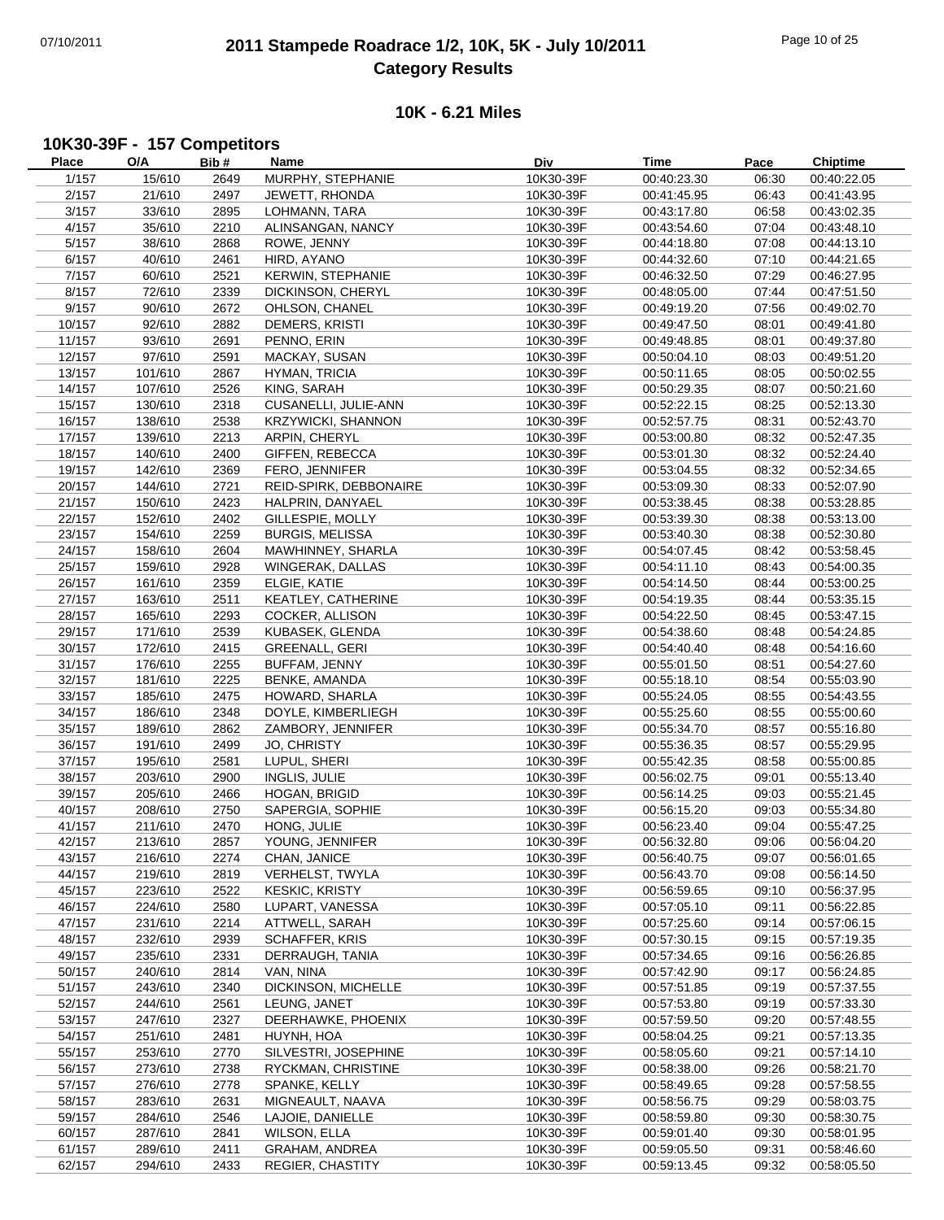# 2011 Stampede Roadrace 1/2, 10K, 5K - July 10/2011
## Category Results

### 10K - 6.21 Miles

### 10K30-39F - 157 Competitors

| Place | O/A | Bib # | Name | Div | Time | Pace | Chiptime |
|---|---|---|---|---|---|---|---|
| 1/157 | 15/610 | 2649 | MURPHY, STEPHANIE | 10K30-39F | 00:40:23.30 | 06:30 | 00:40:22.05 |
| 2/157 | 21/610 | 2497 | JEWETT, RHONDA | 10K30-39F | 00:41:45.95 | 06:43 | 00:41:43.95 |
| 3/157 | 33/610 | 2895 | LOHMANN, TARA | 10K30-39F | 00:43:17.80 | 06:58 | 00:43:02.35 |
| 4/157 | 35/610 | 2210 | ALINSANGAN, NANCY | 10K30-39F | 00:43:54.60 | 07:04 | 00:43:48.10 |
| 5/157 | 38/610 | 2868 | ROWE, JENNY | 10K30-39F | 00:44:18.80 | 07:08 | 00:44:13.10 |
| 6/157 | 40/610 | 2461 | HIRD, AYANO | 10K30-39F | 00:44:32.60 | 07:10 | 00:44:21.65 |
| 7/157 | 60/610 | 2521 | KERWIN, STEPHANIE | 10K30-39F | 00:46:32.50 | 07:29 | 00:46:27.95 |
| 8/157 | 72/610 | 2339 | DICKINSON, CHERYL | 10K30-39F | 00:48:05.00 | 07:44 | 00:47:51.50 |
| 9/157 | 90/610 | 2672 | OHLSON, CHANEL | 10K30-39F | 00:49:19.20 | 07:56 | 00:49:02.70 |
| 10/157 | 92/610 | 2882 | DEMERS, KRISTI | 10K30-39F | 00:49:47.50 | 08:01 | 00:49:41.80 |
| 11/157 | 93/610 | 2691 | PENNO, ERIN | 10K30-39F | 00:49:48.85 | 08:01 | 00:49:37.80 |
| 12/157 | 97/610 | 2591 | MACKAY, SUSAN | 10K30-39F | 00:50:04.10 | 08:03 | 00:49:51.20 |
| 13/157 | 101/610 | 2867 | HYMAN, TRICIA | 10K30-39F | 00:50:11.65 | 08:05 | 00:50:02.55 |
| 14/157 | 107/610 | 2526 | KING, SARAH | 10K30-39F | 00:50:29.35 | 08:07 | 00:50:21.60 |
| 15/157 | 130/610 | 2318 | CUSANELLI, JULIE-ANN | 10K30-39F | 00:52:22.15 | 08:25 | 00:52:13.30 |
| 16/157 | 138/610 | 2538 | KRZYWICKI, SHANNON | 10K30-39F | 00:52:57.75 | 08:31 | 00:52:43.70 |
| 17/157 | 139/610 | 2213 | ARPIN, CHERYL | 10K30-39F | 00:53:00.80 | 08:32 | 00:52:47.35 |
| 18/157 | 140/610 | 2400 | GIFFEN, REBECCA | 10K30-39F | 00:53:01.30 | 08:32 | 00:52:24.40 |
| 19/157 | 142/610 | 2369 | FERO, JENNIFER | 10K30-39F | 00:53:04.55 | 08:32 | 00:52:34.65 |
| 20/157 | 144/610 | 2721 | REID-SPIRK, DEBBONAIRE | 10K30-39F | 00:53:09.30 | 08:33 | 00:52:07.90 |
| 21/157 | 150/610 | 2423 | HALPRIN, DANYAEL | 10K30-39F | 00:53:38.45 | 08:38 | 00:53:28.85 |
| 22/157 | 152/610 | 2402 | GILLESPIE, MOLLY | 10K30-39F | 00:53:39.30 | 08:38 | 00:53:13.00 |
| 23/157 | 154/610 | 2259 | BURGIS, MELISSA | 10K30-39F | 00:53:40.30 | 08:38 | 00:52:30.80 |
| 24/157 | 158/610 | 2604 | MAWHINNEY, SHARLA | 10K30-39F | 00:54:07.45 | 08:42 | 00:53:58.45 |
| 25/157 | 159/610 | 2928 | WINGERAK, DALLAS | 10K30-39F | 00:54:11.10 | 08:43 | 00:54:00.35 |
| 26/157 | 161/610 | 2359 | ELGIE, KATIE | 10K30-39F | 00:54:14.50 | 08:44 | 00:53:00.25 |
| 27/157 | 163/610 | 2511 | KEATLEY, CATHERINE | 10K30-39F | 00:54:19.35 | 08:44 | 00:53:35.15 |
| 28/157 | 165/610 | 2293 | COCKER, ALLISON | 10K30-39F | 00:54:22.50 | 08:45 | 00:53:47.15 |
| 29/157 | 171/610 | 2539 | KUBASEK, GLENDA | 10K30-39F | 00:54:38.60 | 08:48 | 00:54:24.85 |
| 30/157 | 172/610 | 2415 | GREENALL, GERI | 10K30-39F | 00:54:40.40 | 08:48 | 00:54:16.60 |
| 31/157 | 176/610 | 2255 | BUFFAM, JENNY | 10K30-39F | 00:55:01.50 | 08:51 | 00:54:27.60 |
| 32/157 | 181/610 | 2225 | BENKE, AMANDA | 10K30-39F | 00:55:18.10 | 08:54 | 00:55:03.90 |
| 33/157 | 185/610 | 2475 | HOWARD, SHARLA | 10K30-39F | 00:55:24.05 | 08:55 | 00:54:43.55 |
| 34/157 | 186/610 | 2348 | DOYLE, KIMBERLIEGH | 10K30-39F | 00:55:25.60 | 08:55 | 00:55:00.60 |
| 35/157 | 189/610 | 2862 | ZAMBORY, JENNIFER | 10K30-39F | 00:55:34.70 | 08:57 | 00:55:16.80 |
| 36/157 | 191/610 | 2499 | JO, CHRISTY | 10K30-39F | 00:55:36.35 | 08:57 | 00:55:29.95 |
| 37/157 | 195/610 | 2581 | LUPUL, SHERI | 10K30-39F | 00:55:42.35 | 08:58 | 00:55:00.85 |
| 38/157 | 203/610 | 2900 | INGLIS, JULIE | 10K30-39F | 00:56:02.75 | 09:01 | 00:55:13.40 |
| 39/157 | 205/610 | 2466 | HOGAN, BRIGID | 10K30-39F | 00:56:14.25 | 09:03 | 00:55:21.45 |
| 40/157 | 208/610 | 2750 | SAPERGIA, SOPHIE | 10K30-39F | 00:56:15.20 | 09:03 | 00:55:34.80 |
| 41/157 | 211/610 | 2470 | HONG, JULIE | 10K30-39F | 00:56:23.40 | 09:04 | 00:55:47.25 |
| 42/157 | 213/610 | 2857 | YOUNG, JENNIFER | 10K30-39F | 00:56:32.80 | 09:06 | 00:56:04.20 |
| 43/157 | 216/610 | 2274 | CHAN, JANICE | 10K30-39F | 00:56:40.75 | 09:07 | 00:56:01.65 |
| 44/157 | 219/610 | 2819 | VERHELST, TWYLA | 10K30-39F | 00:56:43.70 | 09:08 | 00:56:14.50 |
| 45/157 | 223/610 | 2522 | KESKIC, KRISTY | 10K30-39F | 00:56:59.65 | 09:10 | 00:56:37.95 |
| 46/157 | 224/610 | 2580 | LUPART, VANESSA | 10K30-39F | 00:57:05.10 | 09:11 | 00:56:22.85 |
| 47/157 | 231/610 | 2214 | ATTWELL, SARAH | 10K30-39F | 00:57:25.60 | 09:14 | 00:57:06.15 |
| 48/157 | 232/610 | 2939 | SCHAFFER, KRIS | 10K30-39F | 00:57:30.15 | 09:15 | 00:57:19.35 |
| 49/157 | 235/610 | 2331 | DERRAUGH, TANIA | 10K30-39F | 00:57:34.65 | 09:16 | 00:56:26.85 |
| 50/157 | 240/610 | 2814 | VAN, NINA | 10K30-39F | 00:57:42.90 | 09:17 | 00:56:24.85 |
| 51/157 | 243/610 | 2340 | DICKINSON, MICHELLE | 10K30-39F | 00:57:51.85 | 09:19 | 00:57:37.55 |
| 52/157 | 244/610 | 2561 | LEUNG, JANET | 10K30-39F | 00:57:53.80 | 09:19 | 00:57:33.30 |
| 53/157 | 247/610 | 2327 | DEERHAWKE, PHOENIX | 10K30-39F | 00:57:59.50 | 09:20 | 00:57:48.55 |
| 54/157 | 251/610 | 2481 | HUYNH, HOA | 10K30-39F | 00:58:04.25 | 09:21 | 00:57:13.35 |
| 55/157 | 253/610 | 2770 | SILVESTRI, JOSEPHINE | 10K30-39F | 00:58:05.60 | 09:21 | 00:57:14.10 |
| 56/157 | 273/610 | 2738 | RYCKMAN, CHRISTINE | 10K30-39F | 00:58:38.00 | 09:26 | 00:58:21.70 |
| 57/157 | 276/610 | 2778 | SPANKE, KELLY | 10K30-39F | 00:58:49.65 | 09:28 | 00:57:58.55 |
| 58/157 | 283/610 | 2631 | MIGNEAULT, NAAVA | 10K30-39F | 00:58:56.75 | 09:29 | 00:58:03.75 |
| 59/157 | 284/610 | 2546 | LAJOIE, DANIELLE | 10K30-39F | 00:58:59.80 | 09:30 | 00:58:30.75 |
| 60/157 | 287/610 | 2841 | WILSON, ELLA | 10K30-39F | 00:59:01.40 | 09:30 | 00:58:01.95 |
| 61/157 | 289/610 | 2411 | GRAHAM, ANDREA | 10K30-39F | 00:59:05.50 | 09:31 | 00:58:46.60 |
| 62/157 | 294/610 | 2433 | REGIER, CHASTITY | 10K30-39F | 00:59:13.45 | 09:32 | 00:58:05.50 |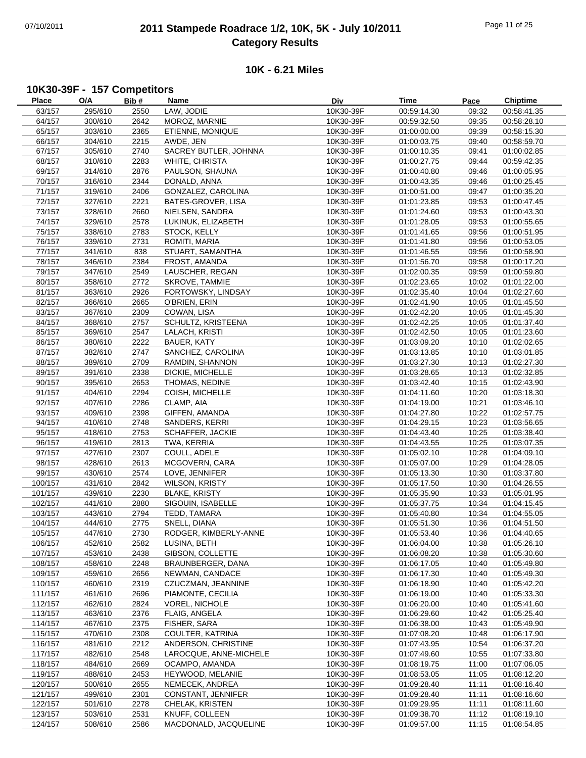# 2011 Stampede Roadrace 1/2, 10K, 5K - July 10/2011
## Category Results

### 10K - 6.21 Miles

#### 10K30-39F - 157 Competitors

| Place | O/A | Bib # | Name | Div | Time | Pace | Chiptime |
|---|---|---|---|---|---|---|---|
| 63/157 | 295/610 | 2550 | LAW, JODIE | 10K30-39F | 00:59:14.30 | 09:32 | 00:58:41.35 |
| 64/157 | 300/610 | 2642 | MOROZ, MARNIE | 10K30-39F | 00:59:32.50 | 09:35 | 00:58:28.10 |
| 65/157 | 303/610 | 2365 | ETIENNE, MONIQUE | 10K30-39F | 01:00:00.00 | 09:39 | 00:58:15.30 |
| 66/157 | 304/610 | 2215 | AWDE, JEN | 10K30-39F | 01:00:03.75 | 09:40 | 00:58:59.70 |
| 67/157 | 305/610 | 2740 | SACREY BUTLER, JOHNNA | 10K30-39F | 01:00:10.35 | 09:41 | 01:00:02.85 |
| 68/157 | 310/610 | 2283 | WHITE, CHRISTA | 10K30-39F | 01:00:27.75 | 09:44 | 00:59:42.35 |
| 69/157 | 314/610 | 2876 | PAULSON, SHAUNA | 10K30-39F | 01:00:40.80 | 09:46 | 01:00:05.95 |
| 70/157 | 316/610 | 2344 | DONALD, ANNA | 10K30-39F | 01:00:43.35 | 09:46 | 01:00:25.45 |
| 71/157 | 319/610 | 2406 | GONZALEZ, CAROLINA | 10K30-39F | 01:00:51.00 | 09:47 | 01:00:35.20 |
| 72/157 | 327/610 | 2221 | BATES-GROVER, LISA | 10K30-39F | 01:01:23.85 | 09:53 | 01:00:47.45 |
| 73/157 | 328/610 | 2660 | NIELSEN, SANDRA | 10K30-39F | 01:01:24.60 | 09:53 | 01:00:43.30 |
| 74/157 | 329/610 | 2578 | LUKINUK, ELIZABETH | 10K30-39F | 01:01:28.05 | 09:53 | 01:00:55.65 |
| 75/157 | 338/610 | 2783 | STOCK, KELLY | 10K30-39F | 01:01:41.65 | 09:56 | 01:00:51.95 |
| 76/157 | 339/610 | 2731 | ROMITI, MARIA | 10K30-39F | 01:01:41.80 | 09:56 | 01:00:53.05 |
| 77/157 | 341/610 | 838 | STUART, SAMANTHA | 10K30-39F | 01:01:46.55 | 09:56 | 01:00:58.90 |
| 78/157 | 346/610 | 2384 | FROST, AMANDA | 10K30-39F | 01:01:56.70 | 09:58 | 01:00:17.20 |
| 79/157 | 347/610 | 2549 | LAUSCHER, REGAN | 10K30-39F | 01:02:00.35 | 09:59 | 01:00:59.80 |
| 80/157 | 358/610 | 2772 | SKROVE, TAMMIE | 10K30-39F | 01:02:23.65 | 10:02 | 01:01:22.00 |
| 81/157 | 363/610 | 2926 | FORTOWSKY, LINDSAY | 10K30-39F | 01:02:35.40 | 10:04 | 01:02:27.60 |
| 82/157 | 366/610 | 2665 | O'BRIEN, ERIN | 10K30-39F | 01:02:41.90 | 10:05 | 01:01:45.50 |
| 83/157 | 367/610 | 2309 | COWAN, LISA | 10K30-39F | 01:02:42.20 | 10:05 | 01:01:45.30 |
| 84/157 | 368/610 | 2757 | SCHULTZ, KRISTEENA | 10K30-39F | 01:02:42.25 | 10:05 | 01:01:37.40 |
| 85/157 | 369/610 | 2547 | LALACH, KRISTI | 10K30-39F | 01:02:42.50 | 10:05 | 01:01:23.60 |
| 86/157 | 380/610 | 2222 | BAUER, KATY | 10K30-39F | 01:03:09.20 | 10:10 | 01:02:02.65 |
| 87/157 | 382/610 | 2747 | SANCHEZ, CAROLINA | 10K30-39F | 01:03:13.85 | 10:10 | 01:03:01.85 |
| 88/157 | 389/610 | 2709 | RAMDIN, SHANNON | 10K30-39F | 01:03:27.30 | 10:13 | 01:02:27.30 |
| 89/157 | 391/610 | 2338 | DICKIE, MICHELLE | 10K30-39F | 01:03:28.65 | 10:13 | 01:02:32.85 |
| 90/157 | 395/610 | 2653 | THOMAS, NEDINE | 10K30-39F | 01:03:42.40 | 10:15 | 01:02:43.90 |
| 91/157 | 404/610 | 2294 | COISH, MICHELLE | 10K30-39F | 01:04:11.60 | 10:20 | 01:03:18.30 |
| 92/157 | 407/610 | 2286 | CLAMP, AIA | 10K30-39F | 01:04:19.00 | 10:21 | 01:03:46.10 |
| 93/157 | 409/610 | 2398 | GIFFEN, AMANDA | 10K30-39F | 01:04:27.80 | 10:22 | 01:02:57.75 |
| 94/157 | 410/610 | 2748 | SANDERS, KERRI | 10K30-39F | 01:04:29.15 | 10:23 | 01:03:56.65 |
| 95/157 | 418/610 | 2753 | SCHAFFER, JACKIE | 10K30-39F | 01:04:43.40 | 10:25 | 01:03:38.40 |
| 96/157 | 419/610 | 2813 | TWA, KERRIA | 10K30-39F | 01:04:43.55 | 10:25 | 01:03:07.35 |
| 97/157 | 427/610 | 2307 | COULL, ADELE | 10K30-39F | 01:05:02.10 | 10:28 | 01:04:09.10 |
| 98/157 | 428/610 | 2613 | MCGOVERN, CARA | 10K30-39F | 01:05:07.00 | 10:29 | 01:04:28.05 |
| 99/157 | 430/610 | 2574 | LOVE, JENNIFER | 10K30-39F | 01:05:13.30 | 10:30 | 01:03:37.80 |
| 100/157 | 431/610 | 2842 | WILSON, KRISTY | 10K30-39F | 01:05:17.50 | 10:30 | 01:04:26.55 |
| 101/157 | 439/610 | 2230 | BLAKE, KRISTY | 10K30-39F | 01:05:35.90 | 10:33 | 01:05:01.95 |
| 102/157 | 441/610 | 2880 | SIGOUIN, ISABELLE | 10K30-39F | 01:05:37.75 | 10:34 | 01:04:15.45 |
| 103/157 | 443/610 | 2794 | TEDD, TAMARA | 10K30-39F | 01:05:40.80 | 10:34 | 01:04:55.05 |
| 104/157 | 444/610 | 2775 | SNELL, DIANA | 10K30-39F | 01:05:51.30 | 10:36 | 01:04:51.50 |
| 105/157 | 447/610 | 2730 | RODGER, KIMBERLY-ANNE | 10K30-39F | 01:05:53.40 | 10:36 | 01:04:40.65 |
| 106/157 | 452/610 | 2582 | LUSINA, BETH | 10K30-39F | 01:06:04.00 | 10:38 | 01:05:26.10 |
| 107/157 | 453/610 | 2438 | GIBSON, COLLETTE | 10K30-39F | 01:06:08.20 | 10:38 | 01:05:30.60 |
| 108/157 | 458/610 | 2248 | BRAUNBERGER, DANA | 10K30-39F | 01:06:17.05 | 10:40 | 01:05:49.80 |
| 109/157 | 459/610 | 2656 | NEWMAN, CANDACE | 10K30-39F | 01:06:17.30 | 10:40 | 01:05:49.30 |
| 110/157 | 460/610 | 2319 | CZUCZMAN, JEANNINE | 10K30-39F | 01:06:18.90 | 10:40 | 01:05:42.20 |
| 111/157 | 461/610 | 2696 | PIAMONTE, CECILIA | 10K30-39F | 01:06:19.00 | 10:40 | 01:05:33.30 |
| 112/157 | 462/610 | 2824 | VOREL, NICHOLE | 10K30-39F | 01:06:20.00 | 10:40 | 01:05:41.60 |
| 113/157 | 463/610 | 2376 | FLAIG, ANGELA | 10K30-39F | 01:06:29.60 | 10:42 | 01:05:25.40 |
| 114/157 | 467/610 | 2375 | FISHER, SARA | 10K30-39F | 01:06:38.00 | 10:43 | 01:05:49.90 |
| 115/157 | 470/610 | 2308 | COULTER, KATRINA | 10K30-39F | 01:07:08.20 | 10:48 | 01:06:17.90 |
| 116/157 | 481/610 | 2212 | ANDERSON, CHRISTINE | 10K30-39F | 01:07:43.95 | 10:54 | 01:06:37.20 |
| 117/157 | 482/610 | 2548 | LAROCQUE, ANNE-MICHELE | 10K30-39F | 01:07:49.60 | 10:55 | 01:07:33.80 |
| 118/157 | 484/610 | 2669 | OCAMPO, AMANDA | 10K30-39F | 01:08:19.75 | 11:00 | 01:07:06.05 |
| 119/157 | 488/610 | 2453 | HEYWOOD, MELANIE | 10K30-39F | 01:08:53.05 | 11:05 | 01:08:12.20 |
| 120/157 | 500/610 | 2655 | NEMECEK, ANDREA | 10K30-39F | 01:09:28.40 | 11:11 | 01:08:16.40 |
| 121/157 | 499/610 | 2301 | CONSTANT, JENNIFER | 10K30-39F | 01:09:28.40 | 11:11 | 01:08:16.60 |
| 122/157 | 501/610 | 2278 | CHELAK, KRISTEN | 10K30-39F | 01:09:29.95 | 11:11 | 01:08:11.60 |
| 123/157 | 503/610 | 2531 | KNUFF, COLLEEN | 10K30-39F | 01:09:38.70 | 11:12 | 01:08:19.10 |
| 124/157 | 508/610 | 2586 | MACDONALD, JACQUELINE | 10K30-39F | 01:09:57.00 | 11:15 | 01:08:54.85 |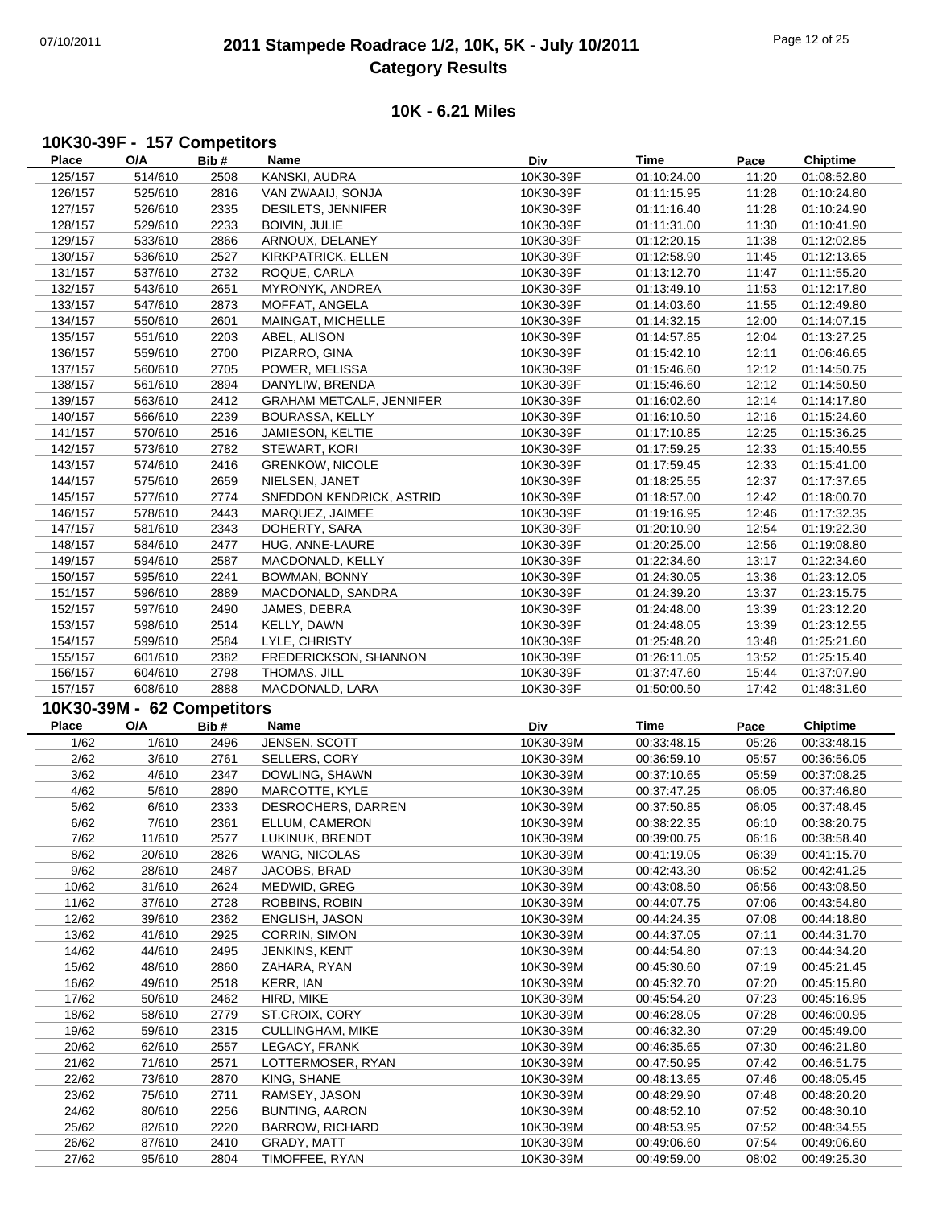# 2011 Stampede Roadrace 1/2, 10K, 5K - July 10/2011

## Category Results

### 10K - 6.21 Miles

#### 10K30-39F - 157 Competitors

| Place | O/A | Bib # | Name | Div | Time | Pace | Chiptime |
|---|---|---|---|---|---|---|---|
| 125/157 | 514/610 | 2508 | KANSKI, AUDRA | 10K30-39F | 01:10:24.00 | 11:20 | 01:08:52.80 |
| 126/157 | 525/610 | 2816 | VAN ZWAAIJ, SONJA | 10K30-39F | 01:11:15.95 | 11:28 | 01:10:24.80 |
| 127/157 | 526/610 | 2335 | DESILETS, JENNIFER | 10K30-39F | 01:11:16.40 | 11:28 | 01:10:24.90 |
| 128/157 | 529/610 | 2233 | BOIVIN, JULIE | 10K30-39F | 01:11:31.00 | 11:30 | 01:10:41.90 |
| 129/157 | 533/610 | 2866 | ARNOUX, DELANEY | 10K30-39F | 01:12:20.15 | 11:38 | 01:12:02.85 |
| 130/157 | 536/610 | 2527 | KIRKPATRICK, ELLEN | 10K30-39F | 01:12:58.90 | 11:45 | 01:12:13.65 |
| 131/157 | 537/610 | 2732 | ROQUE, CARLA | 10K30-39F | 01:13:12.70 | 11:47 | 01:11:55.20 |
| 132/157 | 543/610 | 2651 | MYRONYK, ANDREA | 10K30-39F | 01:13:49.10 | 11:53 | 01:12:17.80 |
| 133/157 | 547/610 | 2873 | MOFFAT, ANGELA | 10K30-39F | 01:14:03.60 | 11:55 | 01:12:49.80 |
| 134/157 | 550/610 | 2601 | MAINGAT, MICHELLE | 10K30-39F | 01:14:32.15 | 12:00 | 01:14:07.15 |
| 135/157 | 551/610 | 2203 | ABEL, ALISON | 10K30-39F | 01:14:57.85 | 12:04 | 01:13:27.25 |
| 136/157 | 559/610 | 2700 | PIZARRO, GINA | 10K30-39F | 01:15:42.10 | 12:11 | 01:06:46.65 |
| 137/157 | 560/610 | 2705 | POWER, MELISSA | 10K30-39F | 01:15:46.60 | 12:12 | 01:14:50.75 |
| 138/157 | 561/610 | 2894 | DANYLIW, BRENDA | 10K30-39F | 01:15:46.60 | 12:12 | 01:14:50.50 |
| 139/157 | 563/610 | 2412 | GRAHAM METCALF, JENNIFER | 10K30-39F | 01:16:02.60 | 12:14 | 01:14:17.80 |
| 140/157 | 566/610 | 2239 | BOURASSA, KELLY | 10K30-39F | 01:16:10.50 | 12:16 | 01:15:24.60 |
| 141/157 | 570/610 | 2516 | JAMIESON, KELTIE | 10K30-39F | 01:17:10.85 | 12:25 | 01:15:36.25 |
| 142/157 | 573/610 | 2782 | STEWART, KORI | 10K30-39F | 01:17:59.25 | 12:33 | 01:15:40.55 |
| 143/157 | 574/610 | 2416 | GRENKOW, NICOLE | 10K30-39F | 01:17:59.45 | 12:33 | 01:15:41.00 |
| 144/157 | 575/610 | 2659 | NIELSEN, JANET | 10K30-39F | 01:18:25.55 | 12:37 | 01:17:37.65 |
| 145/157 | 577/610 | 2774 | SNEDDON KENDRICK, ASTRID | 10K30-39F | 01:18:57.00 | 12:42 | 01:18:00.70 |
| 146/157 | 578/610 | 2443 | MARQUEZ, JAIMEE | 10K30-39F | 01:19:16.95 | 12:46 | 01:17:32.35 |
| 147/157 | 581/610 | 2343 | DOHERTY, SARA | 10K30-39F | 01:20:10.90 | 12:54 | 01:19:22.30 |
| 148/157 | 584/610 | 2477 | HUG, ANNE-LAURE | 10K30-39F | 01:20:25.00 | 12:56 | 01:19:08.80 |
| 149/157 | 594/610 | 2587 | MACDONALD, KELLY | 10K30-39F | 01:22:34.60 | 13:17 | 01:22:34.60 |
| 150/157 | 595/610 | 2241 | BOWMAN, BONNY | 10K30-39F | 01:24:30.05 | 13:36 | 01:23:12.05 |
| 151/157 | 596/610 | 2889 | MACDONALD, SANDRA | 10K30-39F | 01:24:39.20 | 13:37 | 01:23:15.75 |
| 152/157 | 597/610 | 2490 | JAMES, DEBRA | 10K30-39F | 01:24:48.00 | 13:39 | 01:23:12.20 |
| 153/157 | 598/610 | 2514 | KELLY, DAWN | 10K30-39F | 01:24:48.05 | 13:39 | 01:23:12.55 |
| 154/157 | 599/610 | 2584 | LYLE, CHRISTY | 10K30-39F | 01:25:48.20 | 13:48 | 01:25:21.60 |
| 155/157 | 601/610 | 2382 | FREDERICKSON, SHANNON | 10K30-39F | 01:26:11.05 | 13:52 | 01:25:15.40 |
| 156/157 | 604/610 | 2798 | THOMAS, JILL | 10K30-39F | 01:37:47.60 | 15:44 | 01:37:07.90 |
| 157/157 | 608/610 | 2888 | MACDONALD, LARA | 10K30-39F | 01:50:00.50 | 17:42 | 01:48:31.60 |

#### 10K30-39M - 62 Competitors

| Place | O/A | Bib # | Name | Div | Time | Pace | Chiptime |
|---|---|---|---|---|---|---|---|
| 1/62 | 1/610 | 2496 | JENSEN, SCOTT | 10K30-39M | 00:33:48.15 | 05:26 | 00:33:48.15 |
| 2/62 | 3/610 | 2761 | SELLERS, CORY | 10K30-39M | 00:36:59.10 | 05:57 | 00:36:56.05 |
| 3/62 | 4/610 | 2347 | DOWLING, SHAWN | 10K30-39M | 00:37:10.65 | 05:59 | 00:37:08.25 |
| 4/62 | 5/610 | 2890 | MARCOTTE, KYLE | 10K30-39M | 00:37:47.25 | 06:05 | 00:37:46.80 |
| 5/62 | 6/610 | 2333 | DESROCHERS, DARREN | 10K30-39M | 00:37:50.85 | 06:05 | 00:37:48.45 |
| 6/62 | 7/610 | 2361 | ELLUM, CAMERON | 10K30-39M | 00:38:22.35 | 06:10 | 00:38:20.75 |
| 7/62 | 11/610 | 2577 | LUKINUK, BRENDT | 10K30-39M | 00:39:00.75 | 06:16 | 00:38:58.40 |
| 8/62 | 20/610 | 2826 | WANG, NICOLAS | 10K30-39M | 00:41:19.05 | 06:39 | 00:41:15.70 |
| 9/62 | 28/610 | 2487 | JACOBS, BRAD | 10K30-39M | 00:42:43.30 | 06:52 | 00:42:41.25 |
| 10/62 | 31/610 | 2624 | MEDWID, GREG | 10K30-39M | 00:43:08.50 | 06:56 | 00:43:08.50 |
| 11/62 | 37/610 | 2728 | ROBBINS, ROBIN | 10K30-39M | 00:44:07.75 | 07:06 | 00:43:54.80 |
| 12/62 | 39/610 | 2362 | ENGLISH, JASON | 10K30-39M | 00:44:24.35 | 07:08 | 00:44:18.80 |
| 13/62 | 41/610 | 2925 | CORRIN, SIMON | 10K30-39M | 00:44:37.05 | 07:11 | 00:44:31.70 |
| 14/62 | 44/610 | 2495 | JENKINS, KENT | 10K30-39M | 00:44:54.80 | 07:13 | 00:44:34.20 |
| 15/62 | 48/610 | 2860 | ZAHARA, RYAN | 10K30-39M | 00:45:30.60 | 07:19 | 00:45:21.45 |
| 16/62 | 49/610 | 2518 | KERR, IAN | 10K30-39M | 00:45:32.70 | 07:20 | 00:45:15.80 |
| 17/62 | 50/610 | 2462 | HIRD, MIKE | 10K30-39M | 00:45:54.20 | 07:23 | 00:45:16.95 |
| 18/62 | 58/610 | 2779 | ST.CROIX, CORY | 10K30-39M | 00:46:28.05 | 07:28 | 00:46:00.95 |
| 19/62 | 59/610 | 2315 | CULLINGHAM, MIKE | 10K30-39M | 00:46:32.30 | 07:29 | 00:45:49.00 |
| 20/62 | 62/610 | 2557 | LEGACY, FRANK | 10K30-39M | 00:46:35.65 | 07:30 | 00:46:21.80 |
| 21/62 | 71/610 | 2571 | LOTTERMOSER, RYAN | 10K30-39M | 00:47:50.95 | 07:42 | 00:46:51.75 |
| 22/62 | 73/610 | 2870 | KING, SHANE | 10K30-39M | 00:48:13.65 | 07:46 | 00:48:05.45 |
| 23/62 | 75/610 | 2711 | RAMSEY, JASON | 10K30-39M | 00:48:29.90 | 07:48 | 00:48:20.20 |
| 24/62 | 80/610 | 2256 | BUNTING, AARON | 10K30-39M | 00:48:52.10 | 07:52 | 00:48:30.10 |
| 25/62 | 82/610 | 2220 | BARROW, RICHARD | 10K30-39M | 00:48:53.95 | 07:52 | 00:48:34.55 |
| 26/62 | 87/610 | 2410 | GRADY, MATT | 10K30-39M | 00:49:06.60 | 07:54 | 00:49:06.60 |
| 27/62 | 95/610 | 2804 | TIMOFFEE, RYAN | 10K30-39M | 00:49:59.00 | 08:02 | 00:49:25.30 |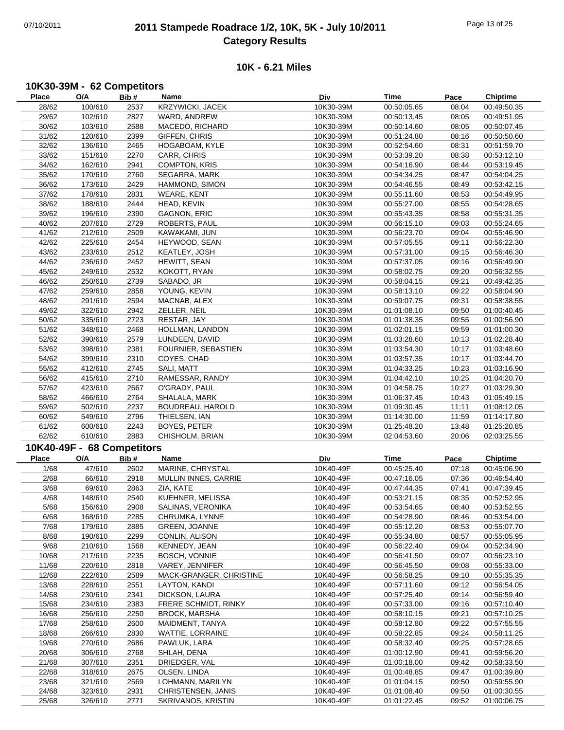# 2011 Stampede Roadrace 1/2, 10K, 5K - July 10/2011

## Category Results

### 10K - 6.21 Miles

#### 10K30-39M - 62 Competitors

| Place | O/A | Bib # | Name | Div | Time | Pace | Chiptime |
|---|---|---|---|---|---|---|---|
| 28/62 | 100/610 | 2537 | KRZYWICKI, JACEK | 10K30-39M | 00:50:05.65 | 08:04 | 00:49:50.35 |
| 29/62 | 102/610 | 2827 | WARD, ANDREW | 10K30-39M | 00:50:13.45 | 08:05 | 00:49:51.95 |
| 30/62 | 103/610 | 2588 | MACEDO, RICHARD | 10K30-39M | 00:50:14.60 | 08:05 | 00:50:07.45 |
| 31/62 | 120/610 | 2399 | GIFFEN, CHRIS | 10K30-39M | 00:51:24.80 | 08:16 | 00:50:50.60 |
| 32/62 | 136/610 | 2465 | HOGABOAM, KYLE | 10K30-39M | 00:52:54.60 | 08:31 | 00:51:59.70 |
| 33/62 | 151/610 | 2270 | CARR, CHRIS | 10K30-39M | 00:53:39.20 | 08:38 | 00:53:12.10 |
| 34/62 | 162/610 | 2941 | COMPTON, KRIS | 10K30-39M | 00:54:16.90 | 08:44 | 00:53:19.45 |
| 35/62 | 170/610 | 2760 | SEGARRA, MARK | 10K30-39M | 00:54:34.25 | 08:47 | 00:54:04.25 |
| 36/62 | 173/610 | 2429 | HAMMOND, SIMON | 10K30-39M | 00:54:46.55 | 08:49 | 00:53:42.15 |
| 37/62 | 178/610 | 2831 | WEARE, KENT | 10K30-39M | 00:55:11.60 | 08:53 | 00:54:49.95 |
| 38/62 | 188/610 | 2444 | HEAD, KEVIN | 10K30-39M | 00:55:27.00 | 08:55 | 00:54:28.65 |
| 39/62 | 196/610 | 2390 | GAGNON, ERIC | 10K30-39M | 00:55:43.35 | 08:58 | 00:55:31.35 |
| 40/62 | 207/610 | 2729 | ROBERTS, PAUL | 10K30-39M | 00:56:15.10 | 09:03 | 00:55:24.65 |
| 41/62 | 212/610 | 2509 | KAWAKAMI, JUN | 10K30-39M | 00:56:23.70 | 09:04 | 00:55:46.90 |
| 42/62 | 225/610 | 2454 | HEYWOOD, SEAN | 10K30-39M | 00:57:05.55 | 09:11 | 00:56:22.30 |
| 43/62 | 233/610 | 2512 | KEATLEY, JOSH | 10K30-39M | 00:57:31.00 | 09:15 | 00:56:46.30 |
| 44/62 | 236/610 | 2452 | HEWITT, SEAN | 10K30-39M | 00:57:37.05 | 09:16 | 00:56:49.90 |
| 45/62 | 249/610 | 2532 | KOKOTT, RYAN | 10K30-39M | 00:58:02.75 | 09:20 | 00:56:32.55 |
| 46/62 | 250/610 | 2739 | SABADO, JR | 10K30-39M | 00:58:04.15 | 09:21 | 00:49:42.35 |
| 47/62 | 259/610 | 2858 | YOUNG, KEVIN | 10K30-39M | 00:58:13.10 | 09:22 | 00:58:04.90 |
| 48/62 | 291/610 | 2594 | MACNAB, ALEX | 10K30-39M | 00:59:07.75 | 09:31 | 00:58:38.55 |
| 49/62 | 322/610 | 2942 | ZELLER, NEIL | 10K30-39M | 01:01:08.10 | 09:50 | 01:00:40.45 |
| 50/62 | 335/610 | 2723 | RESTAR, JAY | 10K30-39M | 01:01:38.35 | 09:55 | 01:00:56.90 |
| 51/62 | 348/610 | 2468 | HOLLMAN, LANDON | 10K30-39M | 01:02:01.15 | 09:59 | 01:01:00.30 |
| 52/62 | 390/610 | 2579 | LUNDEEN, DAVID | 10K30-39M | 01:03:28.60 | 10:13 | 01:02:28.40 |
| 53/62 | 398/610 | 2381 | FOURNIER, SEBASTIEN | 10K30-39M | 01:03:54.30 | 10:17 | 01:03:48.60 |
| 54/62 | 399/610 | 2310 | COYES, CHAD | 10K30-39M | 01:03:57.35 | 10:17 | 01:03:44.70 |
| 55/62 | 412/610 | 2745 | SALI, MATT | 10K30-39M | 01:04:33.25 | 10:23 | 01:03:16.90 |
| 56/62 | 415/610 | 2710 | RAMESSAR, RANDY | 10K30-39M | 01:04:42.10 | 10:25 | 01:04:20.70 |
| 57/62 | 423/610 | 2667 | O'GRADY, PAUL | 10K30-39M | 01:04:58.75 | 10:27 | 01:03:29.30 |
| 58/62 | 466/610 | 2764 | SHALALA, MARK | 10K30-39M | 01:06:37.45 | 10:43 | 01:05:49.15 |
| 59/62 | 502/610 | 2237 | BOUDREAU, HAROLD | 10K30-39M | 01:09:30.45 | 11:11 | 01:08:12.05 |
| 60/62 | 549/610 | 2796 | THIELSEN, IAN | 10K30-39M | 01:14:30.00 | 11:59 | 01:14:17.80 |
| 61/62 | 600/610 | 2243 | BOYES, PETER | 10K30-39M | 01:25:48.20 | 13:48 | 01:25:20.85 |
| 62/62 | 610/610 | 2883 | CHISHOLM, BRIAN | 10K30-39M | 02:04:53.60 | 20:06 | 02:03:25.55 |

#### 10K40-49F - 68 Competitors

| Place | O/A | Bib # | Name | Div | Time | Pace | Chiptime |
|---|---|---|---|---|---|---|---|
| 1/68 | 47/610 | 2602 | MARINE, CHRYSTAL | 10K40-49F | 00:45:25.40 | 07:18 | 00:45:06.90 |
| 2/68 | 66/610 | 2918 | MULLIN INNES, CARRIE | 10K40-49F | 00:47:16.05 | 07:36 | 00:46:54.40 |
| 3/68 | 69/610 | 2863 | ZIA, KATE | 10K40-49F | 00:47:44.35 | 07:41 | 00:47:39.45 |
| 4/68 | 148/610 | 2540 | KUEHNER, MELISSA | 10K40-49F | 00:53:21.15 | 08:35 | 00:52:52.95 |
| 5/68 | 156/610 | 2908 | SALINAS, VERONIKA | 10K40-49F | 00:53:54.65 | 08:40 | 00:53:52.55 |
| 6/68 | 168/610 | 2285 | CHRUMKA, LYNNE | 10K40-49F | 00:54:28.90 | 08:46 | 00:53:54.00 |
| 7/68 | 179/610 | 2885 | GREEN, JOANNE | 10K40-49F | 00:55:12.20 | 08:53 | 00:55:07.70 |
| 8/68 | 190/610 | 2299 | CONLIN, ALISON | 10K40-49F | 00:55:34.80 | 08:57 | 00:55:05.95 |
| 9/68 | 210/610 | 1568 | KENNEDY, JEAN | 10K40-49F | 00:56:22.40 | 09:04 | 00:52:34.90 |
| 10/68 | 217/610 | 2235 | BOSCH, VONNIE | 10K40-49F | 00:56:41.50 | 09:07 | 00:56:23.10 |
| 11/68 | 220/610 | 2818 | VAREY, JENNIFER | 10K40-49F | 00:56:45.50 | 09:08 | 00:55:33.00 |
| 12/68 | 222/610 | 2589 | MACK-GRANGER, CHRISTINE | 10K40-49F | 00:56:58.25 | 09:10 | 00:55:35.35 |
| 13/68 | 228/610 | 2551 | LAYTON, KANDI | 10K40-49F | 00:57:11.60 | 09:12 | 00:56:54.05 |
| 14/68 | 230/610 | 2341 | DICKSON, LAURA | 10K40-49F | 00:57:25.40 | 09:14 | 00:56:59.40 |
| 15/68 | 234/610 | 2383 | FRERE SCHMIDT, RINKY | 10K40-49F | 00:57:33.00 | 09:16 | 00:57:10.40 |
| 16/68 | 256/610 | 2250 | BROCK, MARSHA | 10K40-49F | 00:58:10.15 | 09:21 | 00:57:10.25 |
| 17/68 | 258/610 | 2600 | MAIDMENT, TANYA | 10K40-49F | 00:58:12.80 | 09:22 | 00:57:55.55 |
| 18/68 | 266/610 | 2830 | WATTIE, LORRAINE | 10K40-49F | 00:58:22.85 | 09:24 | 00:58:11.25 |
| 19/68 | 270/610 | 2686 | PAWLUK, LARA | 10K40-49F | 00:58:32.40 | 09:25 | 00:57:28.65 |
| 20/68 | 306/610 | 2768 | SHLAH, DENA | 10K40-49F | 01:00:12.90 | 09:41 | 00:59:56.20 |
| 21/68 | 307/610 | 2351 | DRIEDGER, VAL | 10K40-49F | 01:00:18.00 | 09:42 | 00:58:33.50 |
| 22/68 | 318/610 | 2675 | OLSEN, LINDA | 10K40-49F | 01:00:48.85 | 09:47 | 01:00:39.80 |
| 23/68 | 321/610 | 2569 | LOHMANN, MARILYN | 10K40-49F | 01:01:04.15 | 09:50 | 00:59:55.90 |
| 24/68 | 323/610 | 2931 | CHRISTENSEN, JANIS | 10K40-49F | 01:01:08.40 | 09:50 | 01:00:30.55 |
| 25/68 | 326/610 | 2771 | SKRIVANOS, KRISTIN | 10K40-49F | 01:01:22.45 | 09:52 | 01:00:06.75 |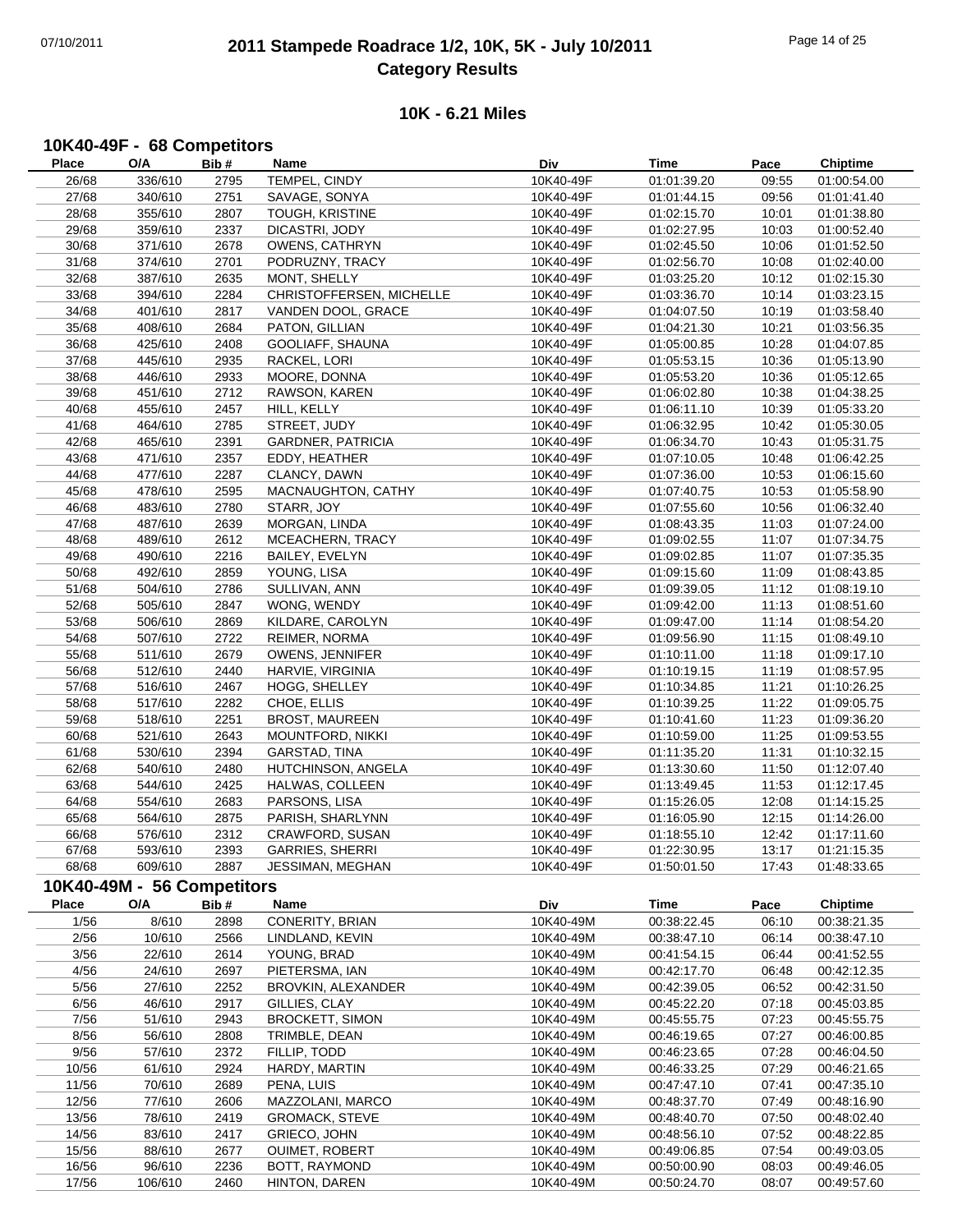# 2011 Stampede Roadrace 1/2, 10K, 5K - July 10/2011
## Category Results

### 10K - 6.21 Miles

#### 10K40-49F - 68 Competitors

| Place | O/A | Bib # | Name | Div | Time | Pace | Chiptime |
|---|---|---|---|---|---|---|---|
| 26/68 | 336/610 | 2795 | TEMPEL, CINDY | 10K40-49F | 01:01:39.20 | 09:55 | 01:00:54.00 |
| 27/68 | 340/610 | 2751 | SAVAGE, SONYA | 10K40-49F | 01:01:44.15 | 09:56 | 01:01:41.40 |
| 28/68 | 355/610 | 2807 | TOUGH, KRISTINE | 10K40-49F | 01:02:15.70 | 10:01 | 01:01:38.80 |
| 29/68 | 359/610 | 2337 | DICASTRI, JODY | 10K40-49F | 01:02:27.95 | 10:03 | 01:00:52.40 |
| 30/68 | 371/610 | 2678 | OWENS, CATHRYN | 10K40-49F | 01:02:45.50 | 10:06 | 01:01:52.50 |
| 31/68 | 374/610 | 2701 | PODRUZNY, TRACY | 10K40-49F | 01:02:56.70 | 10:08 | 01:02:40.00 |
| 32/68 | 387/610 | 2635 | MONT, SHELLY | 10K40-49F | 01:03:25.20 | 10:12 | 01:02:15.30 |
| 33/68 | 394/610 | 2284 | CHRISTOFFERSEN, MICHELLE | 10K40-49F | 01:03:36.70 | 10:14 | 01:03:23.15 |
| 34/68 | 401/610 | 2817 | VANDEN DOOL, GRACE | 10K40-49F | 01:04:07.50 | 10:19 | 01:03:58.40 |
| 35/68 | 408/610 | 2684 | PATON, GILLIAN | 10K40-49F | 01:04:21.30 | 10:21 | 01:03:56.35 |
| 36/68 | 425/610 | 2408 | GOOLIAFF, SHAUNA | 10K40-49F | 01:05:00.85 | 10:28 | 01:04:07.85 |
| 37/68 | 445/610 | 2935 | RACKEL, LORI | 10K40-49F | 01:05:53.15 | 10:36 | 01:05:13.90 |
| 38/68 | 446/610 | 2933 | MOORE, DONNA | 10K40-49F | 01:05:53.20 | 10:36 | 01:05:12.65 |
| 39/68 | 451/610 | 2712 | RAWSON, KAREN | 10K40-49F | 01:06:02.80 | 10:38 | 01:04:38.25 |
| 40/68 | 455/610 | 2457 | HILL, KELLY | 10K40-49F | 01:06:11.10 | 10:39 | 01:05:33.20 |
| 41/68 | 464/610 | 2785 | STREET, JUDY | 10K40-49F | 01:06:32.95 | 10:42 | 01:05:30.05 |
| 42/68 | 465/610 | 2391 | GARDNER, PATRICIA | 10K40-49F | 01:06:34.70 | 10:43 | 01:05:31.75 |
| 43/68 | 471/610 | 2357 | EDDY, HEATHER | 10K40-49F | 01:07:10.05 | 10:48 | 01:06:42.25 |
| 44/68 | 477/610 | 2287 | CLANCY, DAWN | 10K40-49F | 01:07:36.00 | 10:53 | 01:06:15.60 |
| 45/68 | 478/610 | 2595 | MACNAUGHTON, CATHY | 10K40-49F | 01:07:40.75 | 10:53 | 01:05:58.90 |
| 46/68 | 483/610 | 2780 | STARR, JOY | 10K40-49F | 01:07:55.60 | 10:56 | 01:06:32.40 |
| 47/68 | 487/610 | 2639 | MORGAN, LINDA | 10K40-49F | 01:08:43.35 | 11:03 | 01:07:24.00 |
| 48/68 | 489/610 | 2612 | MCEACHERN, TRACY | 10K40-49F | 01:09:02.55 | 11:07 | 01:07:34.75 |
| 49/68 | 490/610 | 2216 | BAILEY, EVELYN | 10K40-49F | 01:09:02.85 | 11:07 | 01:07:35.35 |
| 50/68 | 492/610 | 2859 | YOUNG, LISA | 10K40-49F | 01:09:15.60 | 11:09 | 01:08:43.85 |
| 51/68 | 504/610 | 2786 | SULLIVAN, ANN | 10K40-49F | 01:09:39.05 | 11:12 | 01:08:19.10 |
| 52/68 | 505/610 | 2847 | WONG, WENDY | 10K40-49F | 01:09:42.00 | 11:13 | 01:08:51.60 |
| 53/68 | 506/610 | 2869 | KILDARE, CAROLYN | 10K40-49F | 01:09:47.00 | 11:14 | 01:08:54.20 |
| 54/68 | 507/610 | 2722 | REIMER, NORMA | 10K40-49F | 01:09:56.90 | 11:15 | 01:08:49.10 |
| 55/68 | 511/610 | 2679 | OWENS, JENNIFER | 10K40-49F | 01:10:11.00 | 11:18 | 01:09:17.10 |
| 56/68 | 512/610 | 2440 | HARVIE, VIRGINIA | 10K40-49F | 01:10:19.15 | 11:19 | 01:08:57.95 |
| 57/68 | 516/610 | 2467 | HOGG, SHELLEY | 10K40-49F | 01:10:34.85 | 11:21 | 01:10:26.25 |
| 58/68 | 517/610 | 2282 | CHOE, ELLIS | 10K40-49F | 01:10:39.25 | 11:22 | 01:09:05.75 |
| 59/68 | 518/610 | 2251 | BROST, MAUREEN | 10K40-49F | 01:10:41.60 | 11:23 | 01:09:36.20 |
| 60/68 | 521/610 | 2643 | MOUNTFORD, NIKKI | 10K40-49F | 01:10:59.00 | 11:25 | 01:09:53.55 |
| 61/68 | 530/610 | 2394 | GARSTAD, TINA | 10K40-49F | 01:11:35.20 | 11:31 | 01:10:32.15 |
| 62/68 | 540/610 | 2480 | HUTCHINSON, ANGELA | 10K40-49F | 01:13:30.60 | 11:50 | 01:12:07.40 |
| 63/68 | 544/610 | 2425 | HALWAS, COLLEEN | 10K40-49F | 01:13:49.45 | 11:53 | 01:12:17.45 |
| 64/68 | 554/610 | 2683 | PARSONS, LISA | 10K40-49F | 01:15:26.05 | 12:08 | 01:14:15.25 |
| 65/68 | 564/610 | 2875 | PARISH, SHARLYNN | 10K40-49F | 01:16:05.90 | 12:15 | 01:14:26.00 |
| 66/68 | 576/610 | 2312 | CRAWFORD, SUSAN | 10K40-49F | 01:18:55.10 | 12:42 | 01:17:11.60 |
| 67/68 | 593/610 | 2393 | GARRIES, SHERRI | 10K40-49F | 01:22:30.95 | 13:17 | 01:21:15.35 |
| 68/68 | 609/610 | 2887 | JESSIMAN, MEGHAN | 10K40-49F | 01:50:01.50 | 17:43 | 01:48:33.65 |

#### 10K40-49M - 56 Competitors

| Place | O/A | Bib # | Name | Div | Time | Pace | Chiptime |
|---|---|---|---|---|---|---|---|
| 1/56 | 8/610 | 2898 | CONERITY, BRIAN | 10K40-49M | 00:38:22.45 | 06:10 | 00:38:21.35 |
| 2/56 | 10/610 | 2566 | LINDLAND, KEVIN | 10K40-49M | 00:38:47.10 | 06:14 | 00:38:47.10 |
| 3/56 | 22/610 | 2614 | YOUNG, BRAD | 10K40-49M | 00:41:54.15 | 06:44 | 00:41:52.55 |
| 4/56 | 24/610 | 2697 | PIETERSMA, IAN | 10K40-49M | 00:42:17.70 | 06:48 | 00:42:12.35 |
| 5/56 | 27/610 | 2252 | BROVKIN, ALEXANDER | 10K40-49M | 00:42:39.05 | 06:52 | 00:42:31.50 |
| 6/56 | 46/610 | 2917 | GILLIES, CLAY | 10K40-49M | 00:45:22.20 | 07:18 | 00:45:03.85 |
| 7/56 | 51/610 | 2943 | BROCKETT, SIMON | 10K40-49M | 00:45:55.75 | 07:23 | 00:45:55.75 |
| 8/56 | 56/610 | 2808 | TRIMBLE, DEAN | 10K40-49M | 00:46:19.65 | 07:27 | 00:46:00.85 |
| 9/56 | 57/610 | 2372 | FILLIP, TODD | 10K40-49M | 00:46:23.65 | 07:28 | 00:46:04.50 |
| 10/56 | 61/610 | 2924 | HARDY, MARTIN | 10K40-49M | 00:46:33.25 | 07:29 | 00:46:21.65 |
| 11/56 | 70/610 | 2689 | PENA, LUIS | 10K40-49M | 00:47:47.10 | 07:41 | 00:47:35.10 |
| 12/56 | 77/610 | 2606 | MAZZOLANI, MARCO | 10K40-49M | 00:48:37.70 | 07:49 | 00:48:16.90 |
| 13/56 | 78/610 | 2419 | GROMACK, STEVE | 10K40-49M | 00:48:40.70 | 07:50 | 00:48:02.40 |
| 14/56 | 83/610 | 2417 | GRIECO, JOHN | 10K40-49M | 00:48:56.10 | 07:52 | 00:48:22.85 |
| 15/56 | 88/610 | 2677 | OUIMET, ROBERT | 10K40-49M | 00:49:06.85 | 07:54 | 00:49:03.05 |
| 16/56 | 96/610 | 2236 | BOTT, RAYMOND | 10K40-49M | 00:50:00.90 | 08:03 | 00:49:46.05 |
| 17/56 | 106/610 | 2460 | HINTON, DAREN | 10K40-49M | 00:50:24.70 | 08:07 | 00:49:57.60 |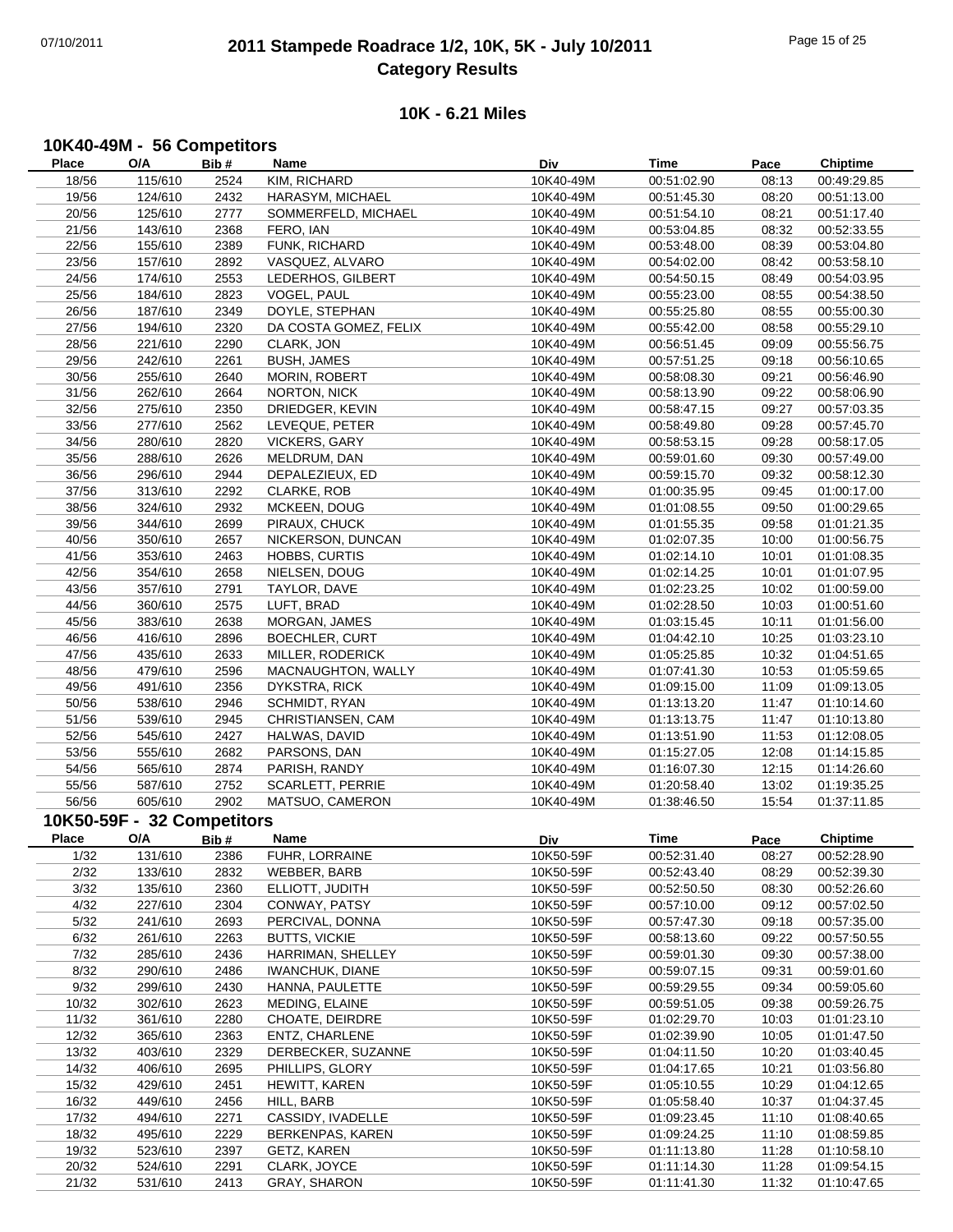# 2011 Stampede Roadrace 1/2, 10K, 5K - July 10/2011

## Category Results

### 10K - 6.21 Miles

#### 10K40-49M - 56 Competitors

| Place | O/A | Bib # | Name | Div | Time | Pace | Chiptime |
|---|---|---|---|---|---|---|---|
| 18/56 | 115/610 | 2524 | KIM, RICHARD | 10K40-49M | 00:51:02.90 | 08:13 | 00:49:29.85 |
| 19/56 | 124/610 | 2432 | HARASYM, MICHAEL | 10K40-49M | 00:51:45.30 | 08:20 | 00:51:13.00 |
| 20/56 | 125/610 | 2777 | SOMMERFELD, MICHAEL | 10K40-49M | 00:51:54.10 | 08:21 | 00:51:17.40 |
| 21/56 | 143/610 | 2368 | FERO, IAN | 10K40-49M | 00:53:04.85 | 08:32 | 00:52:33.55 |
| 22/56 | 155/610 | 2389 | FUNK, RICHARD | 10K40-49M | 00:53:48.00 | 08:39 | 00:53:04.80 |
| 23/56 | 157/610 | 2892 | VASQUEZ, ALVARO | 10K40-49M | 00:54:02.00 | 08:42 | 00:53:58.10 |
| 24/56 | 174/610 | 2553 | LEDERHOS, GILBERT | 10K40-49M | 00:54:50.15 | 08:49 | 00:54:03.95 |
| 25/56 | 184/610 | 2823 | VOGEL, PAUL | 10K40-49M | 00:55:23.00 | 08:55 | 00:54:38.50 |
| 26/56 | 187/610 | 2349 | DOYLE, STEPHAN | 10K40-49M | 00:55:25.80 | 08:55 | 00:55:00.30 |
| 27/56 | 194/610 | 2320 | DA COSTA GOMEZ, FELIX | 10K40-49M | 00:55:42.00 | 08:58 | 00:55:29.10 |
| 28/56 | 221/610 | 2290 | CLARK, JON | 10K40-49M | 00:56:51.45 | 09:09 | 00:55:56.75 |
| 29/56 | 242/610 | 2261 | BUSH, JAMES | 10K40-49M | 00:57:51.25 | 09:18 | 00:56:10.65 |
| 30/56 | 255/610 | 2640 | MORIN, ROBERT | 10K40-49M | 00:58:08.30 | 09:21 | 00:56:46.90 |
| 31/56 | 262/610 | 2664 | NORTON, NICK | 10K40-49M | 00:58:13.90 | 09:22 | 00:58:06.90 |
| 32/56 | 275/610 | 2350 | DRIEDGER, KEVIN | 10K40-49M | 00:58:47.15 | 09:27 | 00:57:03.35 |
| 33/56 | 277/610 | 2562 | LEVEQUE, PETER | 10K40-49M | 00:58:49.80 | 09:28 | 00:57:45.70 |
| 34/56 | 280/610 | 2820 | VICKERS, GARY | 10K40-49M | 00:58:53.15 | 09:28 | 00:58:17.05 |
| 35/56 | 288/610 | 2626 | MELDRUM, DAN | 10K40-49M | 00:59:01.60 | 09:30 | 00:57:49.00 |
| 36/56 | 296/610 | 2944 | DEPALEZIEUX, ED | 10K40-49M | 00:59:15.70 | 09:32 | 00:58:12.30 |
| 37/56 | 313/610 | 2292 | CLARKE, ROB | 10K40-49M | 01:00:35.95 | 09:45 | 01:00:17.00 |
| 38/56 | 324/610 | 2932 | MCKEEN, DOUG | 10K40-49M | 01:01:08.55 | 09:50 | 01:00:29.65 |
| 39/56 | 344/610 | 2699 | PIRAUX, CHUCK | 10K40-49M | 01:01:55.35 | 09:58 | 01:01:21.35 |
| 40/56 | 350/610 | 2657 | NICKERSON, DUNCAN | 10K40-49M | 01:02:07.35 | 10:00 | 01:00:56.75 |
| 41/56 | 353/610 | 2463 | HOBBS, CURTIS | 10K40-49M | 01:02:14.10 | 10:01 | 01:01:08.35 |
| 42/56 | 354/610 | 2658 | NIELSEN, DOUG | 10K40-49M | 01:02:14.25 | 10:01 | 01:01:07.95 |
| 43/56 | 357/610 | 2791 | TAYLOR, DAVE | 10K40-49M | 01:02:23.25 | 10:02 | 01:00:59.00 |
| 44/56 | 360/610 | 2575 | LUFT, BRAD | 10K40-49M | 01:02:28.50 | 10:03 | 01:00:51.60 |
| 45/56 | 383/610 | 2638 | MORGAN, JAMES | 10K40-49M | 01:03:15.45 | 10:11 | 01:01:56.00 |
| 46/56 | 416/610 | 2896 | BOECHLER, CURT | 10K40-49M | 01:04:42.10 | 10:25 | 01:03:23.10 |
| 47/56 | 435/610 | 2633 | MILLER, RODERICK | 10K40-49M | 01:05:25.85 | 10:32 | 01:04:51.65 |
| 48/56 | 479/610 | 2596 | MACNAUGHTON, WALLY | 10K40-49M | 01:07:41.30 | 10:53 | 01:05:59.65 |
| 49/56 | 491/610 | 2356 | DYKSTRA, RICK | 10K40-49M | 01:09:15.00 | 11:09 | 01:09:13.05 |
| 50/56 | 538/610 | 2946 | SCHMIDT, RYAN | 10K40-49M | 01:13:13.20 | 11:47 | 01:10:14.60 |
| 51/56 | 539/610 | 2945 | CHRISTIANSEN, CAM | 10K40-49M | 01:13:13.75 | 11:47 | 01:10:13.80 |
| 52/56 | 545/610 | 2427 | HALWAS, DAVID | 10K40-49M | 01:13:51.90 | 11:53 | 01:12:08.05 |
| 53/56 | 555/610 | 2682 | PARSONS, DAN | 10K40-49M | 01:15:27.05 | 12:08 | 01:14:15.85 |
| 54/56 | 565/610 | 2874 | PARISH, RANDY | 10K40-49M | 01:16:07.30 | 12:15 | 01:14:26.60 |
| 55/56 | 587/610 | 2752 | SCARLETT, PERRIE | 10K40-49M | 01:20:58.40 | 13:02 | 01:19:35.25 |
| 56/56 | 605/610 | 2902 | MATSUO, CAMERON | 10K40-49M | 01:38:46.50 | 15:54 | 01:37:11.85 |

#### 10K50-59F - 32 Competitors

| Place | O/A | Bib # | Name | Div | Time | Pace | Chiptime |
|---|---|---|---|---|---|---|---|
| 1/32 | 131/610 | 2386 | FUHR, LORRAINE | 10K50-59F | 00:52:31.40 | 08:27 | 00:52:28.90 |
| 2/32 | 133/610 | 2832 | WEBBER, BARB | 10K50-59F | 00:52:43.40 | 08:29 | 00:52:39.30 |
| 3/32 | 135/610 | 2360 | ELLIOTT, JUDITH | 10K50-59F | 00:52:50.50 | 08:30 | 00:52:26.60 |
| 4/32 | 227/610 | 2304 | CONWAY, PATSY | 10K50-59F | 00:57:10.00 | 09:12 | 00:57:02.50 |
| 5/32 | 241/610 | 2693 | PERCIVAL, DONNA | 10K50-59F | 00:57:47.30 | 09:18 | 00:57:35.00 |
| 6/32 | 261/610 | 2263 | BUTTS, VICKIE | 10K50-59F | 00:58:13.60 | 09:22 | 00:57:50.55 |
| 7/32 | 285/610 | 2436 | HARRIMAN, SHELLEY | 10K50-59F | 00:59:01.30 | 09:30 | 00:57:38.00 |
| 8/32 | 290/610 | 2486 | IWANCHUK, DIANE | 10K50-59F | 00:59:07.15 | 09:31 | 00:59:01.60 |
| 9/32 | 299/610 | 2430 | HANNA, PAULETTE | 10K50-59F | 00:59:29.55 | 09:34 | 00:59:05.60 |
| 10/32 | 302/610 | 2623 | MEDING, ELAINE | 10K50-59F | 00:59:51.05 | 09:38 | 00:59:26.75 |
| 11/32 | 361/610 | 2280 | CHOATE, DEIRDRE | 10K50-59F | 01:02:29.70 | 10:03 | 01:01:23.10 |
| 12/32 | 365/610 | 2363 | ENTZ, CHARLENE | 10K50-59F | 01:02:39.90 | 10:05 | 01:01:47.50 |
| 13/32 | 403/610 | 2329 | DERBECKER, SUZANNE | 10K50-59F | 01:04:11.50 | 10:20 | 01:03:40.45 |
| 14/32 | 406/610 | 2695 | PHILLIPS, GLORY | 10K50-59F | 01:04:17.65 | 10:21 | 01:03:56.80 |
| 15/32 | 429/610 | 2451 | HEWITT, KAREN | 10K50-59F | 01:05:10.55 | 10:29 | 01:04:12.65 |
| 16/32 | 449/610 | 2456 | HILL, BARB | 10K50-59F | 01:05:58.40 | 10:37 | 01:04:37.45 |
| 17/32 | 494/610 | 2271 | CASSIDY, IVADELLE | 10K50-59F | 01:09:23.45 | 11:10 | 01:08:40.65 |
| 18/32 | 495/610 | 2229 | BERKENPAS, KAREN | 10K50-59F | 01:09:24.25 | 11:10 | 01:08:59.85 |
| 19/32 | 523/610 | 2397 | GETZ, KAREN | 10K50-59F | 01:11:13.80 | 11:28 | 01:10:58.10 |
| 20/32 | 524/610 | 2291 | CLARK, JOYCE | 10K50-59F | 01:11:14.30 | 11:28 | 01:09:54.15 |
| 21/32 | 531/610 | 2413 | GRAY, SHARON | 10K50-59F | 01:11:41.30 | 11:32 | 01:10:47.65 |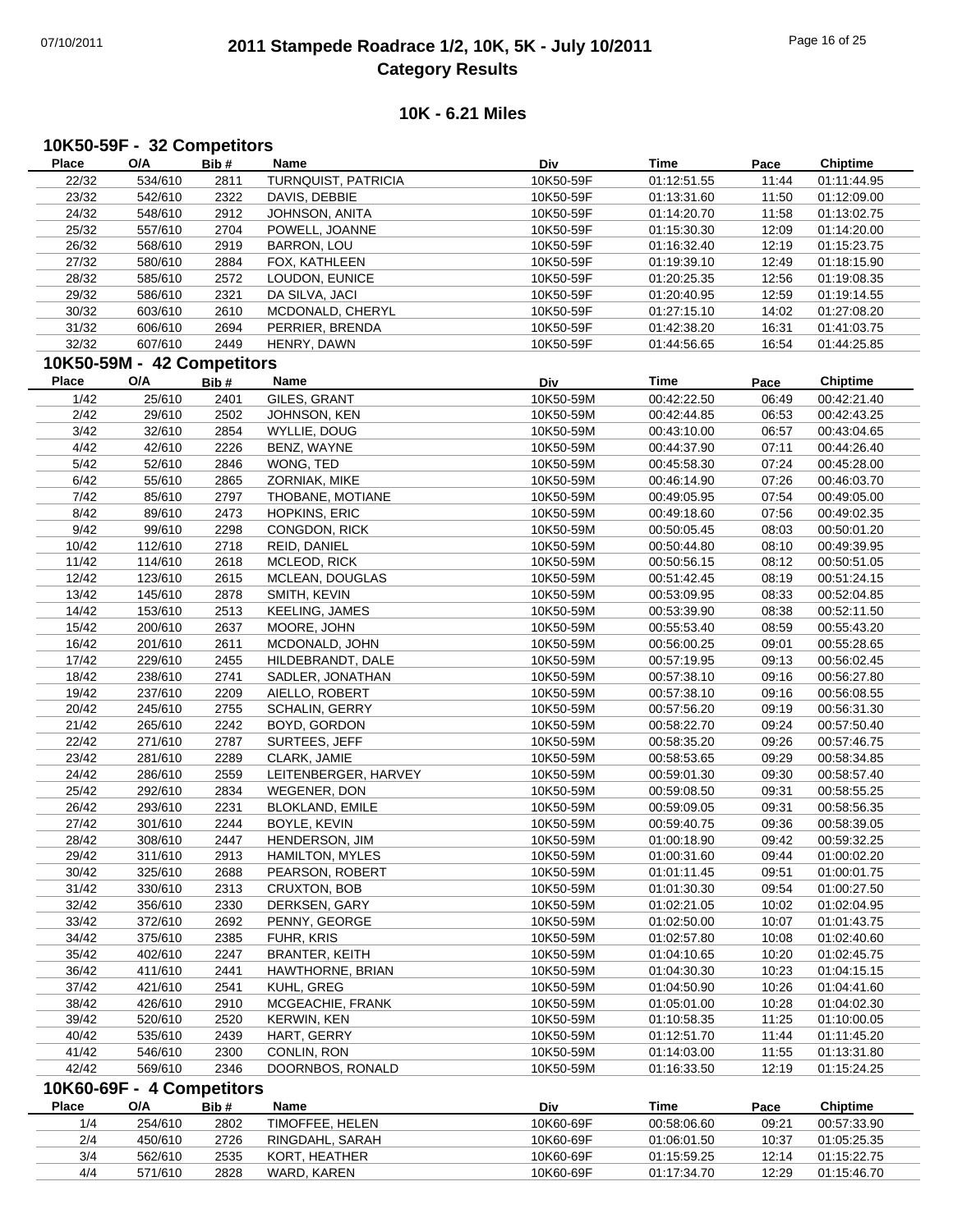# 2011 Stampede Roadrace 1/2, 10K, 5K - July 10/2011
## Category Results

### 10K - 6.21 Miles

#### 10K50-59F - 32 Competitors

| Place | O/A | Bib # | Name | Div | Time | Pace | Chiptime |
|---|---|---|---|---|---|---|---|
| 22/32 | 534/610 | 2811 | TURNQUIST, PATRICIA | 10K50-59F | 01:12:51.55 | 11:44 | 01:11:44.95 |
| 23/32 | 542/610 | 2322 | DAVIS, DEBBIE | 10K50-59F | 01:13:31.60 | 11:50 | 01:12:09.00 |
| 24/32 | 548/610 | 2912 | JOHNSON, ANITA | 10K50-59F | 01:14:20.70 | 11:58 | 01:13:02.75 |
| 25/32 | 557/610 | 2704 | POWELL, JOANNE | 10K50-59F | 01:15:30.30 | 12:09 | 01:14:20.00 |
| 26/32 | 568/610 | 2919 | BARRON, LOU | 10K50-59F | 01:16:32.40 | 12:19 | 01:15:23.75 |
| 27/32 | 580/610 | 2884 | FOX, KATHLEEN | 10K50-59F | 01:19:39.10 | 12:49 | 01:18:15.90 |
| 28/32 | 585/610 | 2572 | LOUDON, EUNICE | 10K50-59F | 01:20:25.35 | 12:56 | 01:19:08.35 |
| 29/32 | 586/610 | 2321 | DA SILVA, JACI | 10K50-59F | 01:20:40.95 | 12:59 | 01:19:14.55 |
| 30/32 | 603/610 | 2610 | MCDONALD, CHERYL | 10K50-59F | 01:27:15.10 | 14:02 | 01:27:08.20 |
| 31/32 | 606/610 | 2694 | PERRIER, BRENDA | 10K50-59F | 01:42:38.20 | 16:31 | 01:41:03.75 |
| 32/32 | 607/610 | 2449 | HENRY, DAWN | 10K50-59F | 01:44:56.65 | 16:54 | 01:44:25.85 |

#### 10K50-59M - 42 Competitors

| Place | O/A | Bib # | Name | Div | Time | Pace | Chiptime |
|---|---|---|---|---|---|---|---|
| 1/42 | 25/610 | 2401 | GILES, GRANT | 10K50-59M | 00:42:22.50 | 06:49 | 00:42:21.40 |
| 2/42 | 29/610 | 2502 | JOHNSON, KEN | 10K50-59M | 00:42:44.85 | 06:53 | 00:42:43.25 |
| 3/42 | 32/610 | 2854 | WYLLIE, DOUG | 10K50-59M | 00:43:10.00 | 06:57 | 00:43:04.65 |
| 4/42 | 42/610 | 2226 | BENZ, WAYNE | 10K50-59M | 00:44:37.90 | 07:11 | 00:44:26.40 |
| 5/42 | 52/610 | 2846 | WONG, TED | 10K50-59M | 00:45:58.30 | 07:24 | 00:45:28.00 |
| 6/42 | 55/610 | 2865 | ZORNIAK, MIKE | 10K50-59M | 00:46:14.90 | 07:26 | 00:46:03.70 |
| 7/42 | 85/610 | 2797 | THOBANE, MOTIANE | 10K50-59M | 00:49:05.95 | 07:54 | 00:49:05.00 |
| 8/42 | 89/610 | 2473 | HOPKINS, ERIC | 10K50-59M | 00:49:18.60 | 07:56 | 00:49:02.35 |
| 9/42 | 99/610 | 2298 | CONGDON, RICK | 10K50-59M | 00:50:05.45 | 08:03 | 00:50:01.20 |
| 10/42 | 112/610 | 2718 | REID, DANIEL | 10K50-59M | 00:50:44.80 | 08:10 | 00:49:39.95 |
| 11/42 | 114/610 | 2618 | MCLEOD, RICK | 10K50-59M | 00:50:56.15 | 08:12 | 00:50:51.05 |
| 12/42 | 123/610 | 2615 | MCLEAN, DOUGLAS | 10K50-59M | 00:51:42.45 | 08:19 | 00:51:24.15 |
| 13/42 | 145/610 | 2878 | SMITH, KEVIN | 10K50-59M | 00:53:09.95 | 08:33 | 00:52:04.85 |
| 14/42 | 153/610 | 2513 | KEELING, JAMES | 10K50-59M | 00:53:39.90 | 08:38 | 00:52:11.50 |
| 15/42 | 200/610 | 2637 | MOORE, JOHN | 10K50-59M | 00:55:53.40 | 08:59 | 00:55:43.20 |
| 16/42 | 201/610 | 2611 | MCDONALD, JOHN | 10K50-59M | 00:56:00.25 | 09:01 | 00:55:28.65 |
| 17/42 | 229/610 | 2455 | HILDEBRANDT, DALE | 10K50-59M | 00:57:19.95 | 09:13 | 00:56:02.45 |
| 18/42 | 238/610 | 2741 | SADLER, JONATHAN | 10K50-59M | 00:57:38.10 | 09:16 | 00:56:27.80 |
| 19/42 | 237/610 | 2209 | AIELLO, ROBERT | 10K50-59M | 00:57:38.10 | 09:16 | 00:56:08.55 |
| 20/42 | 245/610 | 2755 | SCHALIN, GERRY | 10K50-59M | 00:57:56.20 | 09:19 | 00:56:31.30 |
| 21/42 | 265/610 | 2242 | BOYD, GORDON | 10K50-59M | 00:58:22.70 | 09:24 | 00:57:50.40 |
| 22/42 | 271/610 | 2787 | SURTEES, JEFF | 10K50-59M | 00:58:35.20 | 09:26 | 00:57:46.75 |
| 23/42 | 281/610 | 2289 | CLARK, JAMIE | 10K50-59M | 00:58:53.65 | 09:29 | 00:58:34.85 |
| 24/42 | 286/610 | 2559 | LEITENBERGER, HARVEY | 10K50-59M | 00:59:01.30 | 09:30 | 00:58:57.40 |
| 25/42 | 292/610 | 2834 | WEGENER, DON | 10K50-59M | 00:59:08.50 | 09:31 | 00:58:55.25 |
| 26/42 | 293/610 | 2231 | BLOKLAND, EMILE | 10K50-59M | 00:59:09.05 | 09:31 | 00:58:56.35 |
| 27/42 | 301/610 | 2244 | BOYLE, KEVIN | 10K50-59M | 00:59:40.75 | 09:36 | 00:58:39.05 |
| 28/42 | 308/610 | 2447 | HENDERSON, JIM | 10K50-59M | 01:00:18.90 | 09:42 | 00:59:32.25 |
| 29/42 | 311/610 | 2913 | HAMILTON, MYLES | 10K50-59M | 01:00:31.60 | 09:44 | 01:00:02.20 |
| 30/42 | 325/610 | 2688 | PEARSON, ROBERT | 10K50-59M | 01:01:11.45 | 09:51 | 01:00:01.75 |
| 31/42 | 330/610 | 2313 | CRUXTON, BOB | 10K50-59M | 01:01:30.30 | 09:54 | 01:00:27.50 |
| 32/42 | 356/610 | 2330 | DERKSEN, GARY | 10K50-59M | 01:02:21.05 | 10:02 | 01:02:04.95 |
| 33/42 | 372/610 | 2692 | PENNY, GEORGE | 10K50-59M | 01:02:50.00 | 10:07 | 01:01:43.75 |
| 34/42 | 375/610 | 2385 | FUHR, KRIS | 10K50-59M | 01:02:57.80 | 10:08 | 01:02:40.60 |
| 35/42 | 402/610 | 2247 | BRANTER, KEITH | 10K50-59M | 01:04:10.65 | 10:20 | 01:02:45.75 |
| 36/42 | 411/610 | 2441 | HAWTHORNE, BRIAN | 10K50-59M | 01:04:30.30 | 10:23 | 01:04:15.15 |
| 37/42 | 421/610 | 2541 | KUHL, GREG | 10K50-59M | 01:04:50.90 | 10:26 | 01:04:41.60 |
| 38/42 | 426/610 | 2910 | MCGEACHIE, FRANK | 10K50-59M | 01:05:01.00 | 10:28 | 01:04:02.30 |
| 39/42 | 520/610 | 2520 | KERWIN, KEN | 10K50-59M | 01:10:58.35 | 11:25 | 01:10:00.05 |
| 40/42 | 535/610 | 2439 | HART, GERRY | 10K50-59M | 01:12:51.70 | 11:44 | 01:11:45.20 |
| 41/42 | 546/610 | 2300 | CONLIN, RON | 10K50-59M | 01:14:03.00 | 11:55 | 01:13:31.80 |
| 42/42 | 569/610 | 2346 | DOORNBOS, RONALD | 10K50-59M | 01:16:33.50 | 12:19 | 01:15:24.25 |

#### 10K60-69F - 4 Competitors

| Place | O/A | Bib # | Name | Div | Time | Pace | Chiptime |
|---|---|---|---|---|---|---|---|
| 1/4 | 254/610 | 2802 | TIMOFFEE, HELEN | 10K60-69F | 00:58:06.60 | 09:21 | 00:57:33.90 |
| 2/4 | 450/610 | 2726 | RINGDAHL, SARAH | 10K60-69F | 01:06:01.50 | 10:37 | 01:05:25.35 |
| 3/4 | 562/610 | 2535 | KORT, HEATHER | 10K60-69F | 01:15:59.25 | 12:14 | 01:15:22.75 |
| 4/4 | 571/610 | 2828 | WARD, KAREN | 10K60-69F | 01:17:34.70 | 12:29 | 01:15:46.70 |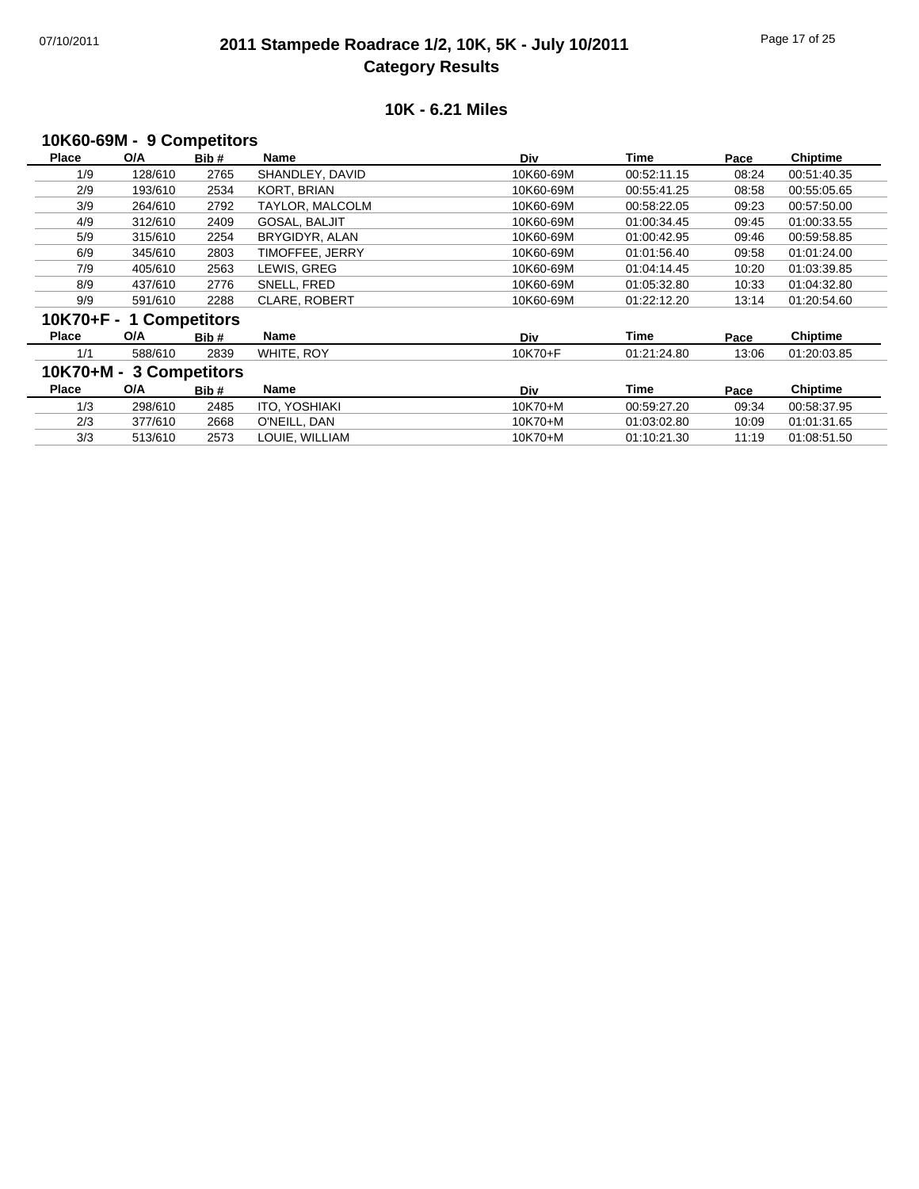# 2011 Stampede Roadrace 1/2, 10K, 5K - July 10/2011

## Category Results

### 10K - 6.21 Miles

#### 10K60-69M - 9 Competitors

| Place | O/A | Bib # | Name | Div | Time | Pace | Chiptime |
|---|---|---|---|---|---|---|---|
| 1/9 | 128/610 | 2765 | SHANDLEY, DAVID | 10K60-69M | 00:52:11.15 | 08:24 | 00:51:40.35 |
| 2/9 | 193/610 | 2534 | KORT, BRIAN | 10K60-69M | 00:55:41.25 | 08:58 | 00:55:05.65 |
| 3/9 | 264/610 | 2792 | TAYLOR, MALCOLM | 10K60-69M | 00:58:22.05 | 09:23 | 00:57:50.00 |
| 4/9 | 312/610 | 2409 | GOSAL, BALJIT | 10K60-69M | 01:00:34.45 | 09:45 | 01:00:33.55 |
| 5/9 | 315/610 | 2254 | BRYGIDYR, ALAN | 10K60-69M | 01:00:42.95 | 09:46 | 00:59:58.85 |
| 6/9 | 345/610 | 2803 | TIMOFFEE, JERRY | 10K60-69M | 01:01:56.40 | 09:58 | 01:01:24.00 |
| 7/9 | 405/610 | 2563 | LEWIS, GREG | 10K60-69M | 01:04:14.45 | 10:20 | 01:03:39.85 |
| 8/9 | 437/610 | 2776 | SNELL, FRED | 10K60-69M | 01:05:32.80 | 10:33 | 01:04:32.80 |
| 9/9 | 591/610 | 2288 | CLARE, ROBERT | 10K60-69M | 01:22:12.20 | 13:14 | 01:20:54.60 |

#### 10K70+F - 1 Competitors

| Place | O/A | Bib # | Name | Div | Time | Pace | Chiptime |
|---|---|---|---|---|---|---|---|
| 1/1 | 588/610 | 2839 | WHITE, ROY | 10K70+F | 01:21:24.80 | 13:06 | 01:20:03.85 |

#### 10K70+M - 3 Competitors

| Place | O/A | Bib # | Name | Div | Time | Pace | Chiptime |
|---|---|---|---|---|---|---|---|
| 1/3 | 298/610 | 2485 | ITO, YOSHIAKI | 10K70+M | 00:59:27.20 | 09:34 | 00:58:37.95 |
| 2/3 | 377/610 | 2668 | O'NEILL, DAN | 10K70+M | 01:03:02.80 | 10:09 | 01:01:31.65 |
| 3/3 | 513/610 | 2573 | LOUIE, WILLIAM | 10K70+M | 01:10:21.30 | 11:19 | 01:08:51.50 |